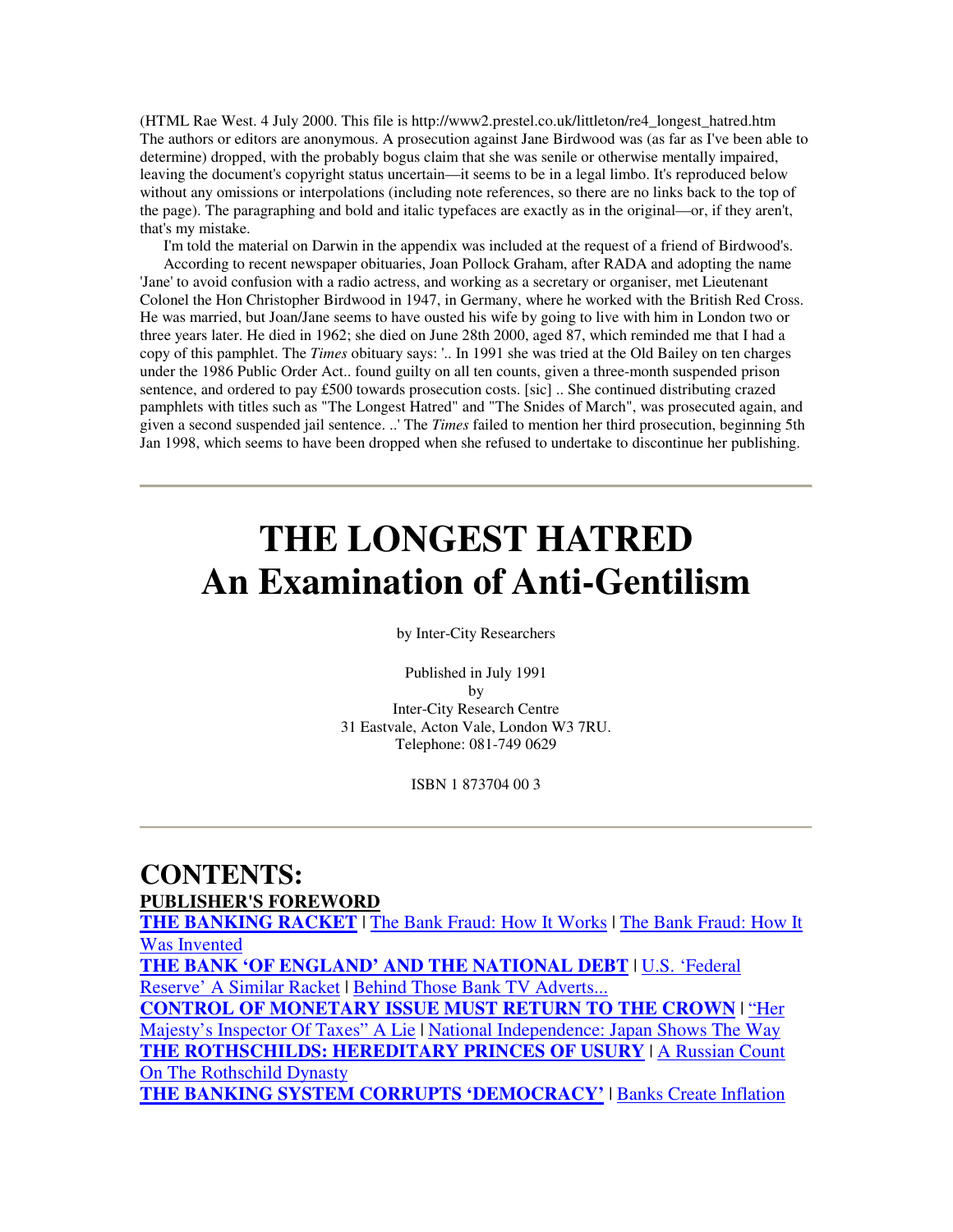(HTML Rae West. 4 July 2000. This file is http://www2.prestel.co.uk/littleton/re4_longest_hatred.htm The authors or editors are anonymous. A prosecution against Jane Birdwood was (as far as I've been able to determine) dropped, with the probably bogus claim that she was senile or otherwise mentally impaired, leaving the document's copyright status uncertain—it seems to be in a legal limbo. It's reproduced below without any omissions or interpolations (including note references, so there are no links back to the top of the page). The paragraphing and bold and italic typefaces are exactly as in the original—or, if they aren't, that's my mistake.

I'm told the material on Darwin in the appendix was included at the request of a friend of Birdwood's.

According to recent newspaper obituaries, Joan Pollock Graham, after RADA and adopting the name 'Jane' to avoid confusion with a radio actress, and working as a secretary or organiser, met Lieutenant Colonel the Hon Christopher Birdwood in 1947, in Germany, where he worked with the British Red Cross. He was married, but Joan/Jane seems to have ousted his wife by going to live with him in London two or three years later. He died in 1962; she died on June 28th 2000, aged 87, which reminded me that I had a copy of this pamphlet. The *Times* obituary says: '.. In 1991 she was tried at the Old Bailey on ten charges under the 1986 Public Order Act.. found guilty on all ten counts, given a three-month suspended prison sentence, and ordered to pay £500 towards prosecution costs. [sic] .. She continued distributing crazed pamphlets with titles such as "The Longest Hatred" and "The Snides of March", was prosecuted again, and given a second suspended jail sentence. ..' The *Times* failed to mention her third prosecution, beginning 5th Jan 1998, which seems to have been dropped when she refused to undertake to discontinue her publishing.

---

# THE LONGEST HATRED
# An Examination of Anti-Gentilism

by Inter-City Researchers

Published in July 1991
by
Inter-City Research Centre
31 Eastvale, Acton Vale, London W3 7RU.
Telephone: 081-749 0629

ISBN 1 873704 00 3

---

## CONTENTS:

**PUBLISHER'S FOREWORD**
**THE BANKING RACKET** | The Bank Fraud: How It Works | The Bank Fraud: How It Was Invented
**THE BANK 'OF ENGLAND' AND THE NATIONAL DEBT** | U.S. 'Federal Reserve' A Similar Racket | Behind Those Bank TV Adverts...
**CONTROL OF MONETARY ISSUE MUST RETURN TO THE CROWN** | "Her Majesty's Inspector Of Taxes" A Lie | National Independence: Japan Shows The Way
**THE ROTHSCHILDS: HEREDITARY PRINCES OF USURY** | A Russian Count On The Rothschild Dynasty
**THE BANKING SYSTEM CORRUPTS 'DEMOCRACY'** | Banks Create Inflation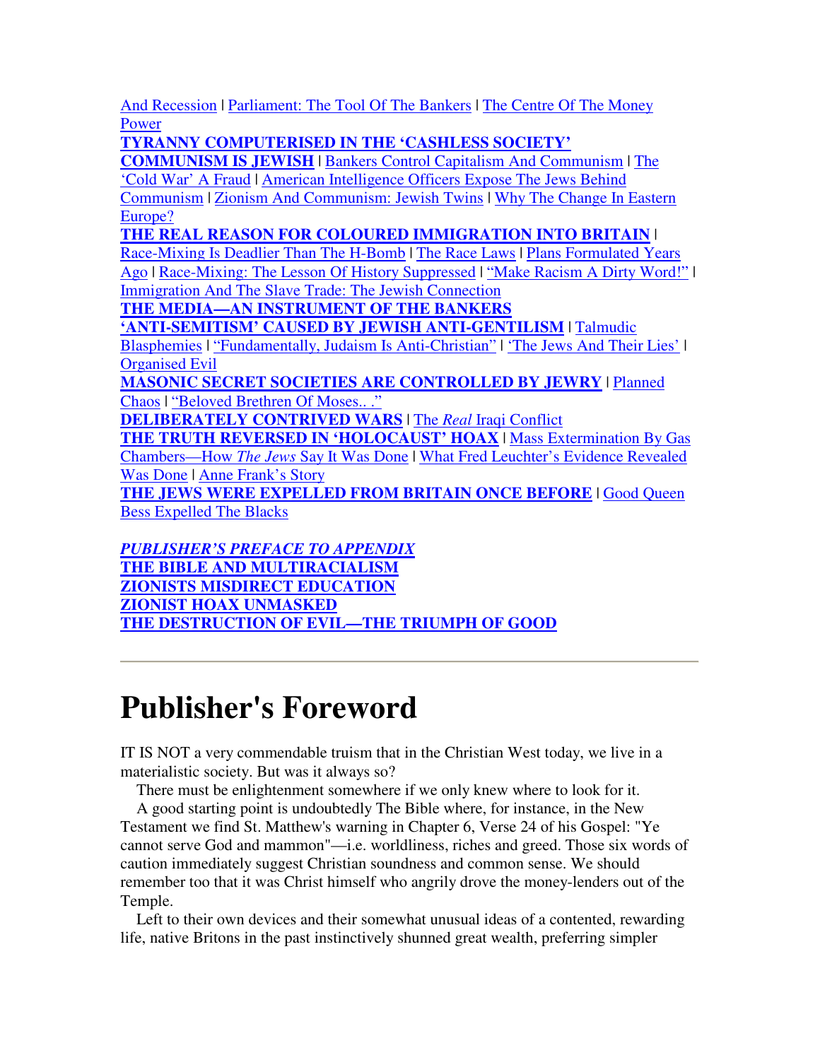And Recession | Parliament: The Tool Of The Bankers | The Centre Of The Money Power

**TYRANNY COMPUTERISED IN THE 'CASHLESS SOCIETY'**

**COMMUNISM IS JEWISH** | Bankers Control Capitalism And Communism | The 'Cold War' A Fraud | American Intelligence Officers Expose The Jews Behind Communism | Zionism And Communism: Jewish Twins | Why The Change In Eastern Europe?

**THE REAL REASON FOR COLOURED IMMIGRATION INTO BRITAIN** | Race-Mixing Is Deadlier Than The H-Bomb | The Race Laws | Plans Formulated Years Ago | Race-Mixing: The Lesson Of History Suppressed | "Make Racism A Dirty Word!" | Immigration And The Slave Trade: The Jewish Connection

**THE MEDIA—AN INSTRUMENT OF THE BANKERS**

**'ANTI-SEMITISM' CAUSED BY JEWISH ANTI-GENTILISM** | Talmudic Blasphemies | "Fundamentally, Judaism Is Anti-Christian" | 'The Jews And Their Lies' | Organised Evil

**MASONIC SECRET SOCIETIES ARE CONTROLLED BY JEWRY** | Planned Chaos | "Beloved Brethren Of Moses.. ."

**DELIBERATELY CONTRIVED WARS** | The *Real* Iraqi Conflict

**THE TRUTH REVERSED IN 'HOLOCAUST' HOAX** | Mass Extermination By Gas Chambers—How *The Jews* Say It Was Done | What Fred Leuchter's Evidence Revealed Was Done | Anne Frank's Story

**THE JEWS WERE EXPELLED FROM BRITAIN ONCE BEFORE** | Good Queen Bess Expelled The Blacks

***PUBLISHER'S PREFACE TO APPENDIX***

**THE BIBLE AND MULTIRACIALISM**

**ZIONISTS MISDIRECT EDUCATION**

**ZIONIST HOAX UNMASKED**

**THE DESTRUCTION OF EVIL—THE TRIUMPH OF GOOD**

---

# Publisher's Foreword

IT IS NOT a very commendable truism that in the Christian West today, we live in a materialistic society. But was it always so?

There must be enlightenment somewhere if we only knew where to look for it.

A good starting point is undoubtedly The Bible where, for instance, in the New Testament we find St. Matthew's warning in Chapter 6, Verse 24 of his Gospel: "Ye cannot serve God and mammon"—i.e. worldliness, riches and greed. Those six words of caution immediately suggest Christian soundness and common sense. We should remember too that it was Christ himself who angrily drove the money-lenders out of the Temple.

Left to their own devices and their somewhat unusual ideas of a contented, rewarding life, native Britons in the past instinctively shunned great wealth, preferring simpler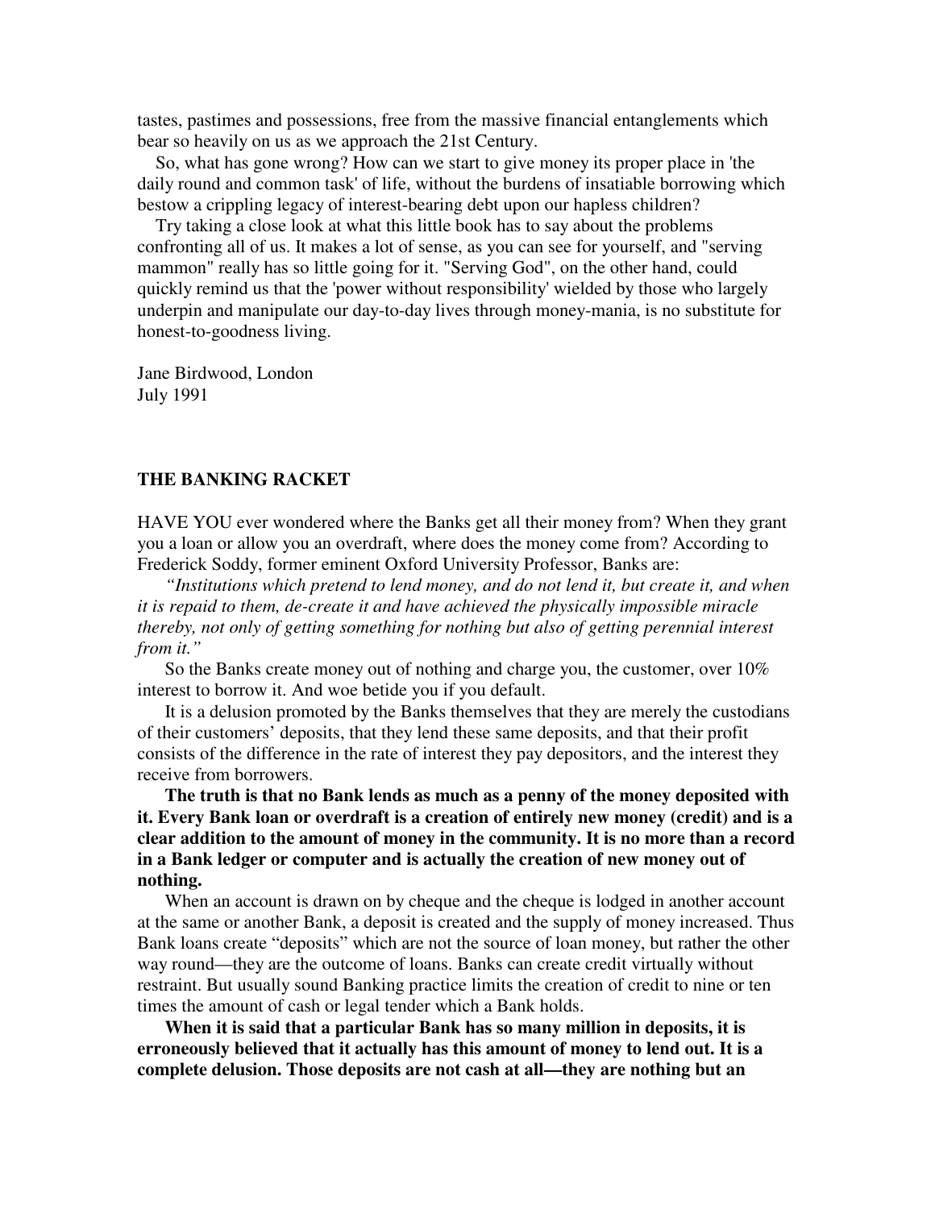tastes, pastimes and possessions, free from the massive financial entanglements which bear so heavily on us as we approach the 21st Century.

So, what has gone wrong? How can we start to give money its proper place in 'the daily round and common task' of life, without the burdens of insatiable borrowing which bestow a crippling legacy of interest-bearing debt upon our hapless children?

Try taking a close look at what this little book has to say about the problems confronting all of us. It makes a lot of sense, as you can see for yourself, and "serving mammon" really has so little going for it. "Serving God", on the other hand, could quickly remind us that the 'power without responsibility' wielded by those who largely underpin and manipulate our day-to-day lives through money-mania, is no substitute for honest-to-goodness living.

Jane Birdwood, London
July 1991

## THE BANKING RACKET

HAVE YOU ever wondered where the Banks get all their money from? When they grant you a loan or allow you an overdraft, where does the money come from? According to Frederick Soddy, former eminent Oxford University Professor, Banks are:

*"Institutions which pretend to lend money, and do not lend it, but create it, and when it is repaid to them, de-create it and have achieved the physically impossible miracle thereby, not only of getting something for nothing but also of getting perennial interest from it."*

So the Banks create money out of nothing and charge you, the customer, over 10% interest to borrow it. And woe betide you if you default.

It is a delusion promoted by the Banks themselves that they are merely the custodians of their customers' deposits, that they lend these same deposits, and that their profit consists of the difference in the rate of interest they pay depositors, and the interest they receive from borrowers.

**The truth is that no Bank lends as much as a penny of the money deposited with it. Every Bank loan or overdraft is a creation of entirely new money (credit) and is a clear addition to the amount of money in the community. It is no more than a record in a Bank ledger or computer and is actually the creation of new money out of nothing.**

When an account is drawn on by cheque and the cheque is lodged in another account at the same or another Bank, a deposit is created and the supply of money increased. Thus Bank loans create "deposits" which are not the source of loan money, but rather the other way round—they are the outcome of loans. Banks can create credit virtually without restraint. But usually sound Banking practice limits the creation of credit to nine or ten times the amount of cash or legal tender which a Bank holds.

**When it is said that a particular Bank has so many million in deposits, it is erroneously believed that it actually has this amount of money to lend out. It is a complete delusion. Those deposits are not cash at all—they are nothing but an**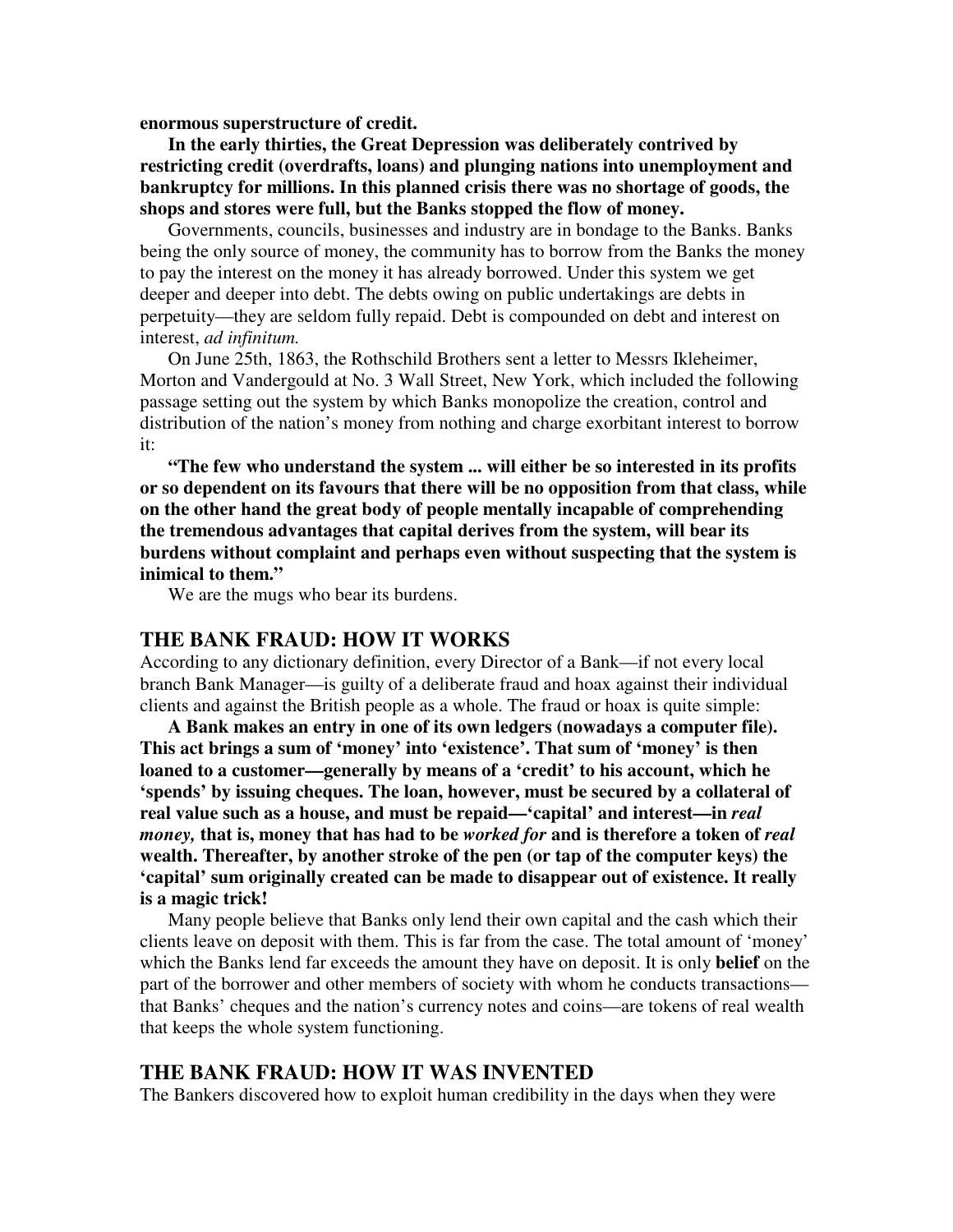**enormous superstructure of credit.**

**In the early thirties, the Great Depression was deliberately contrived by restricting credit (overdrafts, loans) and plunging nations into unemployment and bankruptcy for millions. In this planned crisis there was no shortage of goods, the shops and stores were full, but the Banks stopped the flow of money.**

Governments, councils, businesses and industry are in bondage to the Banks. Banks being the only source of money, the community has to borrow from the Banks the money to pay the interest on the money it has already borrowed. Under this system we get deeper and deeper into debt. The debts owing on public undertakings are debts in perpetuity—they are seldom fully repaid. Debt is compounded on debt and interest on interest, *ad infinitum.*

On June 25th, 1863, the Rothschild Brothers sent a letter to Messrs Ikleheimer, Morton and Vandergould at No. 3 Wall Street, New York, which included the following passage setting out the system by which Banks monopolize the creation, control and distribution of the nation's money from nothing and charge exorbitant interest to borrow it:

**"The few who understand the system ... will either be so interested in its profits or so dependent on its favours that there will be no opposition from that class, while on the other hand the great body of people mentally incapable of comprehending the tremendous advantages that capital derives from the system, will bear its burdens without complaint and perhaps even without suspecting that the system is inimical to them."**

We are the mugs who bear its burdens.

## THE BANK FRAUD: HOW IT WORKS

According to any dictionary definition, every Director of a Bank—if not every local branch Bank Manager—is guilty of a deliberate fraud and hoax against their individual clients and against the British people as a whole. The fraud or hoax is quite simple:

**A Bank makes an entry in one of its own ledgers (nowadays a computer file). This act brings a sum of 'money' into 'existence'. That sum of 'money' is then loaned to a customer—generally by means of a 'credit' to his account, which he 'spends' by issuing cheques. The loan, however, must be secured by a collateral of real value such as a house, and must be repaid—'capital' and interest—in *real money,* that is, money that has had to be *worked for* and is therefore a token of *real* wealth. Thereafter, by another stroke of the pen (or tap of the computer keys) the 'capital' sum originally created can be made to disappear out of existence. It really is a magic trick!**

Many people believe that Banks only lend their own capital and the cash which their clients leave on deposit with them. This is far from the case. The total amount of 'money' which the Banks lend far exceeds the amount they have on deposit. It is only **belief** on the part of the borrower and other members of society with whom he conducts transactions—that Banks' cheques and the nation's currency notes and coins—are tokens of real wealth that keeps the whole system functioning.

## THE BANK FRAUD: HOW IT WAS INVENTED

The Bankers discovered how to exploit human credibility in the days when they were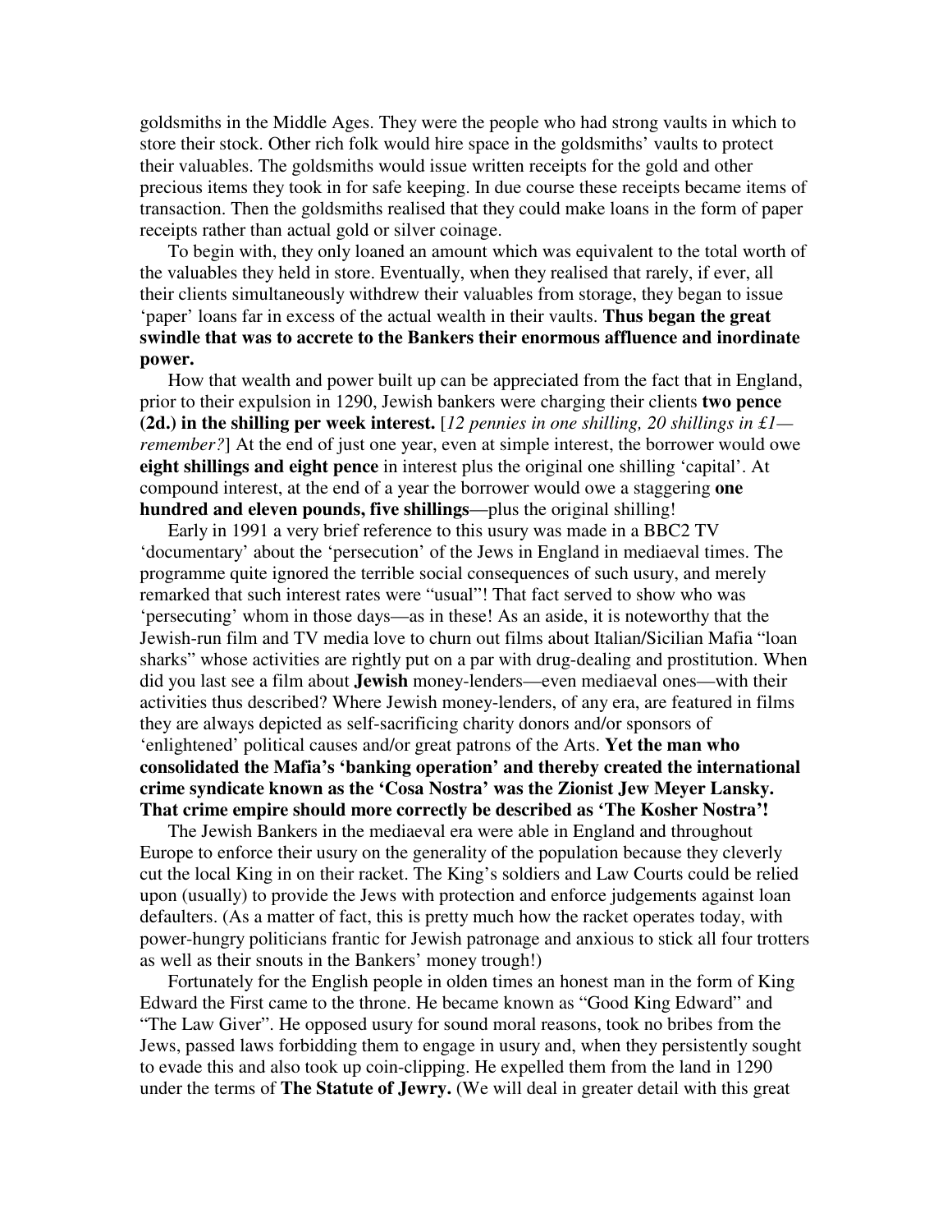goldsmiths in the Middle Ages. They were the people who had strong vaults in which to store their stock. Other rich folk would hire space in the goldsmiths' vaults to protect their valuables. The goldsmiths would issue written receipts for the gold and other precious items they took in for safe keeping. In due course these receipts became items of transaction. Then the goldsmiths realised that they could make loans in the form of paper receipts rather than actual gold or silver coinage.

To begin with, they only loaned an amount which was equivalent to the total worth of the valuables they held in store. Eventually, when they realised that rarely, if ever, all their clients simultaneously withdrew their valuables from storage, they began to issue 'paper' loans far in excess of the actual wealth in their vaults. **Thus began the great swindle that was to accrete to the Bankers their enormous affluence and inordinate power.**

How that wealth and power built up can be appreciated from the fact that in England, prior to their expulsion in 1290, Jewish bankers were charging their clients **two pence (2d.) in the shilling per week interest.** [*12 pennies in one shilling, 20 shillings in £1—remember?*] At the end of just one year, even at simple interest, the borrower would owe **eight shillings and eight pence** in interest plus the original one shilling 'capital'. At compound interest, at the end of a year the borrower would owe a staggering **one hundred and eleven pounds, five shillings**—plus the original shilling!

Early in 1991 a very brief reference to this usury was made in a BBC2 TV 'documentary' about the 'persecution' of the Jews in England in mediaeval times. The programme quite ignored the terrible social consequences of such usury, and merely remarked that such interest rates were "usual"! That fact served to show who was 'persecuting' whom in those days—as in these! As an aside, it is noteworthy that the Jewish-run film and TV media love to churn out films about Italian/Sicilian Mafia "loan sharks" whose activities are rightly put on a par with drug-dealing and prostitution. When did you last see a film about **Jewish** money-lenders—even mediaeval ones—with their activities thus described? Where Jewish money-lenders, of any era, are featured in films they are always depicted as self-sacrificing charity donors and/or sponsors of 'enlightened' political causes and/or great patrons of the Arts. **Yet the man who consolidated the Mafia's 'banking operation' and thereby created the international crime syndicate known as the 'Cosa Nostra' was the Zionist Jew Meyer Lansky. That crime empire should more correctly be described as 'The Kosher Nostra'!**

The Jewish Bankers in the mediaeval era were able in England and throughout Europe to enforce their usury on the generality of the population because they cleverly cut the local King in on their racket. The King's soldiers and Law Courts could be relied upon (usually) to provide the Jews with protection and enforce judgements against loan defaulters. (As a matter of fact, this is pretty much how the racket operates today, with power-hungry politicians frantic for Jewish patronage and anxious to stick all four trotters as well as their snouts in the Bankers' money trough!)

Fortunately for the English people in olden times an honest man in the form of King Edward the First came to the throne. He became known as "Good King Edward" and "The Law Giver". He opposed usury for sound moral reasons, took no bribes from the Jews, passed laws forbidding them to engage in usury and, when they persistently sought to evade this and also took up coin-clipping. He expelled them from the land in 1290 under the terms of **The Statute of Jewry.** (We will deal in greater detail with this great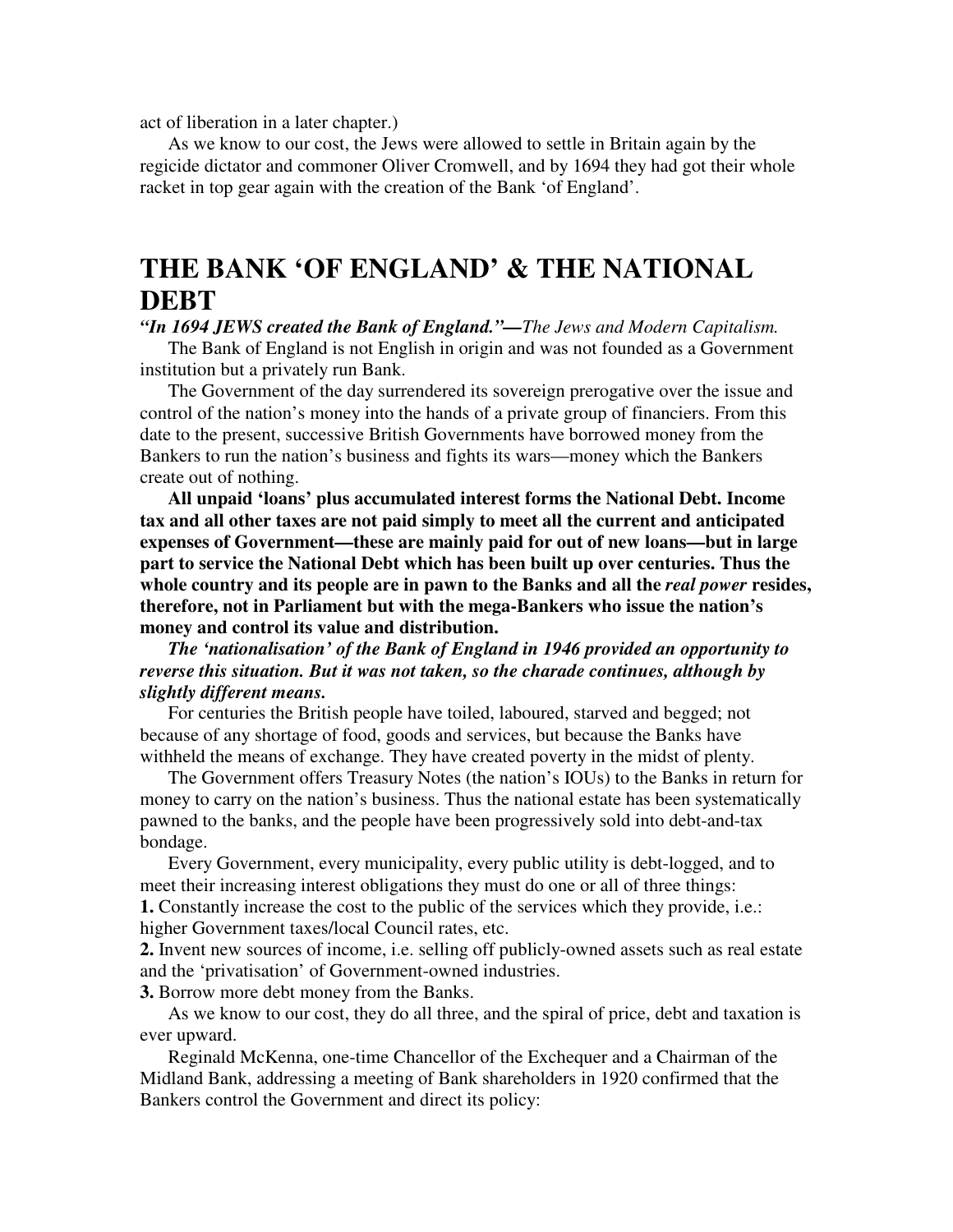act of liberation in a later chapter.)

As we know to our cost, the Jews were allowed to settle in Britain again by the regicide dictator and commoner Oliver Cromwell, and by 1694 they had got their whole racket in top gear again with the creation of the Bank 'of England'.

# THE BANK 'OF ENGLAND' & THE NATIONAL DEBT

***"In 1694 JEWS created the Bank of England."—****The Jews and Modern Capitalism.*

The Bank of England is not English in origin and was not founded as a Government institution but a privately run Bank.

The Government of the day surrendered its sovereign prerogative over the issue and control of the nation's money into the hands of a private group of financiers. From this date to the present, successive British Governments have borrowed money from the Bankers to run the nation's business and fights its wars—money which the Bankers create out of nothing.

**All unpaid 'loans' plus accumulated interest forms the National Debt. Income tax and all other taxes are not paid simply to meet all the current and anticipated expenses of Government—these are mainly paid for out of new loans—but in large part to service the National Debt which has been built up over centuries. Thus the whole country and its people are in pawn to the Banks and all the *real power* resides, therefore, not in Parliament but with the mega-Bankers who issue the nation's money and control its value and distribution.**

***The 'nationalisation' of the Bank of England in 1946 provided an opportunity to reverse this situation. But it was not taken, so the charade continues, although by slightly different means.***

For centuries the British people have toiled, laboured, starved and begged; not because of any shortage of food, goods and services, but because the Banks have withheld the means of exchange. They have created poverty in the midst of plenty.

The Government offers Treasury Notes (the nation's IOUs) to the Banks in return for money to carry on the nation's business. Thus the national estate has been systematically pawned to the banks, and the people have been progressively sold into debt-and-tax bondage.

Every Government, every municipality, every public utility is debt-logged, and to meet their increasing interest obligations they must do one or all of three things:

**1.** Constantly increase the cost to the public of the services which they provide, i.e.: higher Government taxes/local Council rates, etc.

**2.** Invent new sources of income, i.e. selling off publicly-owned assets such as real estate and the 'privatisation' of Government-owned industries.

**3.** Borrow more debt money from the Banks.

As we know to our cost, they do all three, and the spiral of price, debt and taxation is ever upward.

Reginald McKenna, one-time Chancellor of the Exchequer and a Chairman of the Midland Bank, addressing a meeting of Bank shareholders in 1920 confirmed that the Bankers control the Government and direct its policy: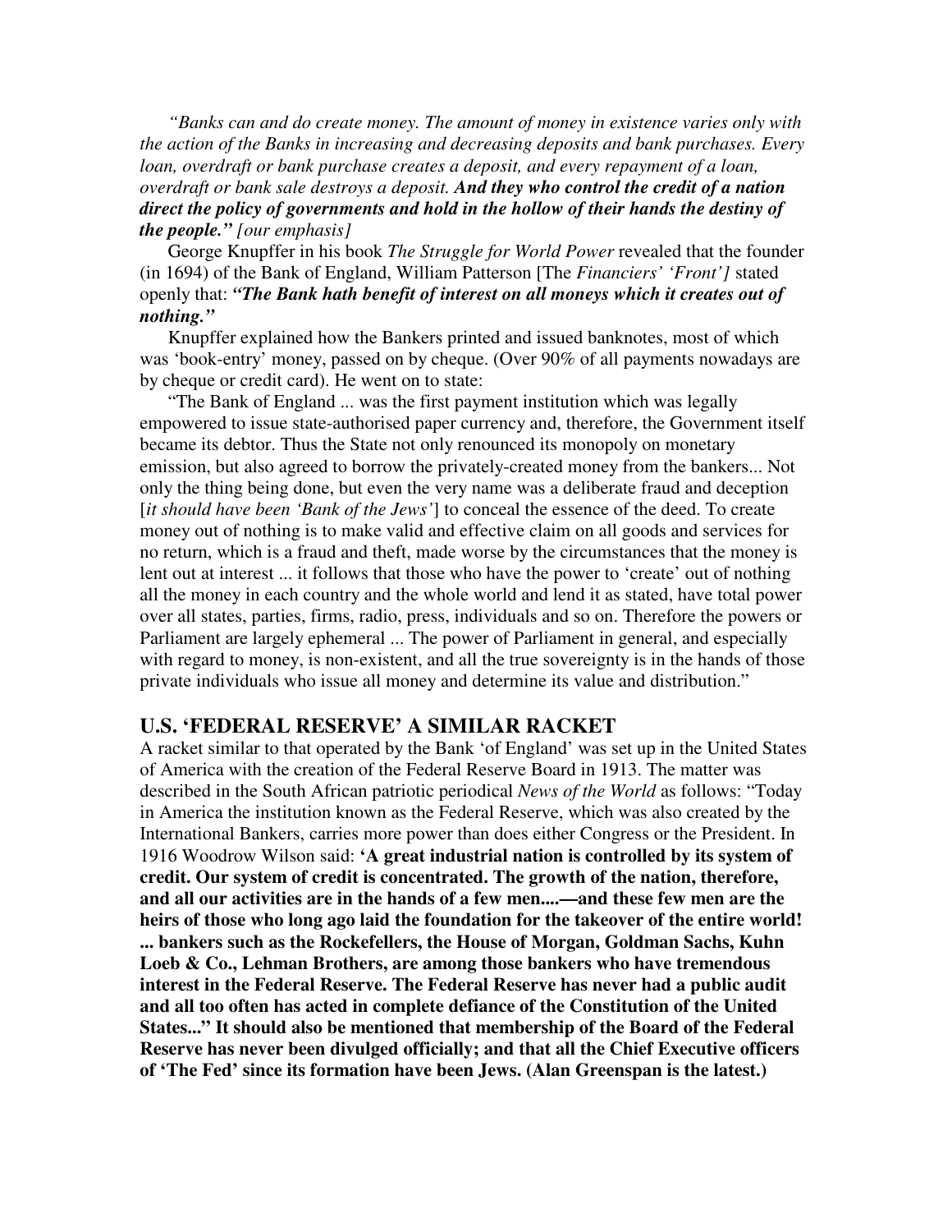*"Banks can and do create money. The amount of money in existence varies only with the action of the Banks in increasing and decreasing deposits and bank purchases. Every loan, overdraft or bank purchase creates a deposit, and every repayment of a loan, overdraft or bank sale destroys a deposit.* ***And they who control the credit of a nation direct the policy of governments and hold in the hollow of their hands the destiny of the people."*** *[our emphasis]*

George Knupffer in his book *The Struggle for World Power* revealed that the founder (in 1694) of the Bank of England, William Patterson [The *Financiers' 'Front']* stated openly that: ***"The Bank hath benefit of interest on all moneys which it creates out of nothing."***

Knupffer explained how the Bankers printed and issued banknotes, most of which was 'book-entry' money, passed on by cheque. (Over 90% of all payments nowadays are by cheque or credit card). He went on to state:

"The Bank of England ... was the first payment institution which was legally empowered to issue state-authorised paper currency and, therefore, the Government itself became its debtor. Thus the State not only renounced its monopoly on monetary emission, but also agreed to borrow the privately-created money from the bankers... Not only the thing being done, but even the very name was a deliberate fraud and deception [*it should have been 'Bank of the Jews'*] to conceal the essence of the deed. To create money out of nothing is to make valid and effective claim on all goods and services for no return, which is a fraud and theft, made worse by the circumstances that the money is lent out at interest ... it follows that those who have the power to 'create' out of nothing all the money in each country and the whole world and lend it as stated, have total power over all states, parties, firms, radio, press, individuals and so on. Therefore the powers or Parliament are largely ephemeral ... The power of Parliament in general, and especially with regard to money, is non-existent, and all the true sovereignty is in the hands of those private individuals who issue all money and determine its value and distribution."

## U.S. 'FEDERAL RESERVE' A SIMILAR RACKET

A racket similar to that operated by the Bank 'of England' was set up in the United States of America with the creation of the Federal Reserve Board in 1913. The matter was described in the South African patriotic periodical *News of the World* as follows: "Today in America the institution known as the Federal Reserve, which was also created by the International Bankers, carries more power than does either Congress or the President. In 1916 Woodrow Wilson said: **'A great industrial nation is controlled by its system of credit. Our system of credit is concentrated. The growth of the nation, therefore, and all our activities are in the hands of a few men....—and these few men are the heirs of those who long ago laid the foundation for the takeover of the entire world! ... bankers such as the Rockefellers, the House of Morgan, Goldman Sachs, Kuhn Loeb & Co., Lehman Brothers, are among those bankers who have tremendous interest in the Federal Reserve. The Federal Reserve has never had a public audit and all too often has acted in complete defiance of the Constitution of the United States..." It should also be mentioned that membership of the Board of the Federal Reserve has never been divulged officially; and that all the Chief Executive officers of 'The Fed' since its formation have been Jews. (Alan Greenspan is the latest.)**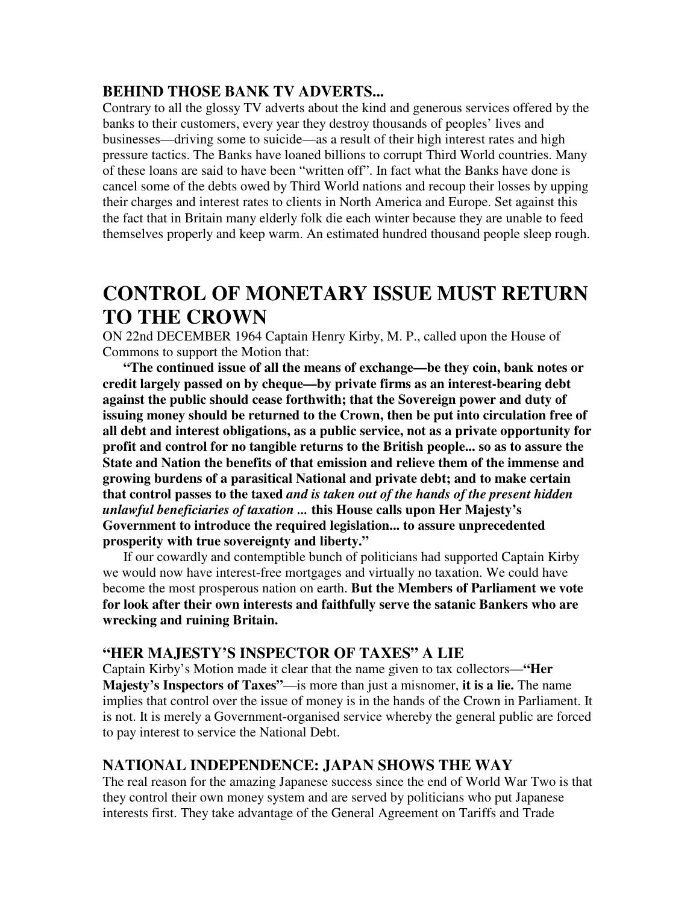### BEHIND THOSE BANK TV ADVERTS...

Contrary to all the glossy TV adverts about the kind and generous services offered by the banks to their customers, every year they destroy thousands of peoples' lives and businesses—driving some to suicide—as a result of their high interest rates and high pressure tactics. The Banks have loaned billions to corrupt Third World countries. Many of these loans are said to have been "written off". In fact what the Banks have done is cancel some of the debts owed by Third World nations and recoup their losses by upping their charges and interest rates to clients in North America and Europe. Set against this the fact that in Britain many elderly folk die each winter because they are unable to feed themselves properly and keep warm. An estimated hundred thousand people sleep rough.

# CONTROL OF MONETARY ISSUE MUST RETURN TO THE CROWN

ON 22nd DECEMBER 1964 Captain Henry Kirby, M. P., called upon the House of Commons to support the Motion that:

**"The continued issue of all the means of exchange—be they coin, bank notes or credit largely passed on by cheque—by private firms as an interest-bearing debt against the public should cease forthwith; that the Sovereign power and duty of issuing money should be returned to the Crown, then be put into circulation free of all debt and interest obligations, as a public service, not as a private opportunity for profit and control for no tangible returns to the British people... so as to assure the State and Nation the benefits of that emission and relieve them of the immense and growing burdens of a parasitical National and private debt; and to make certain that control passes to the taxed** ***and is taken out of the hands of the present hidden unlawful beneficiaries of taxation ...*** **this House calls upon Her Majesty's Government to introduce the required legislation... to assure unprecedented prosperity with true sovereignty and liberty."**

If our cowardly and contemptible bunch of politicians had supported Captain Kirby we would now have interest-free mortgages and virtually no taxation. We could have become the most prosperous nation on earth. **But the Members of Parliament we vote for look after their own interests and faithfully serve the satanic Bankers who are wrecking and ruining Britain.**

### "HER MAJESTY'S INSPECTOR OF TAXES" A LIE

Captain Kirby's Motion made it clear that the name given to tax collectors—**"Her Majesty's Inspectors of Taxes"**—is more than just a misnomer, **it is a lie.** The name implies that control over the issue of money is in the hands of the Crown in Parliament. It is not. It is merely a Government-organised service whereby the general public are forced to pay interest to service the National Debt.

### NATIONAL INDEPENDENCE: JAPAN SHOWS THE WAY

The real reason for the amazing Japanese success since the end of World War Two is that they control their own money system and are served by politicians who put Japanese interests first. They take advantage of the General Agreement on Tariffs and Trade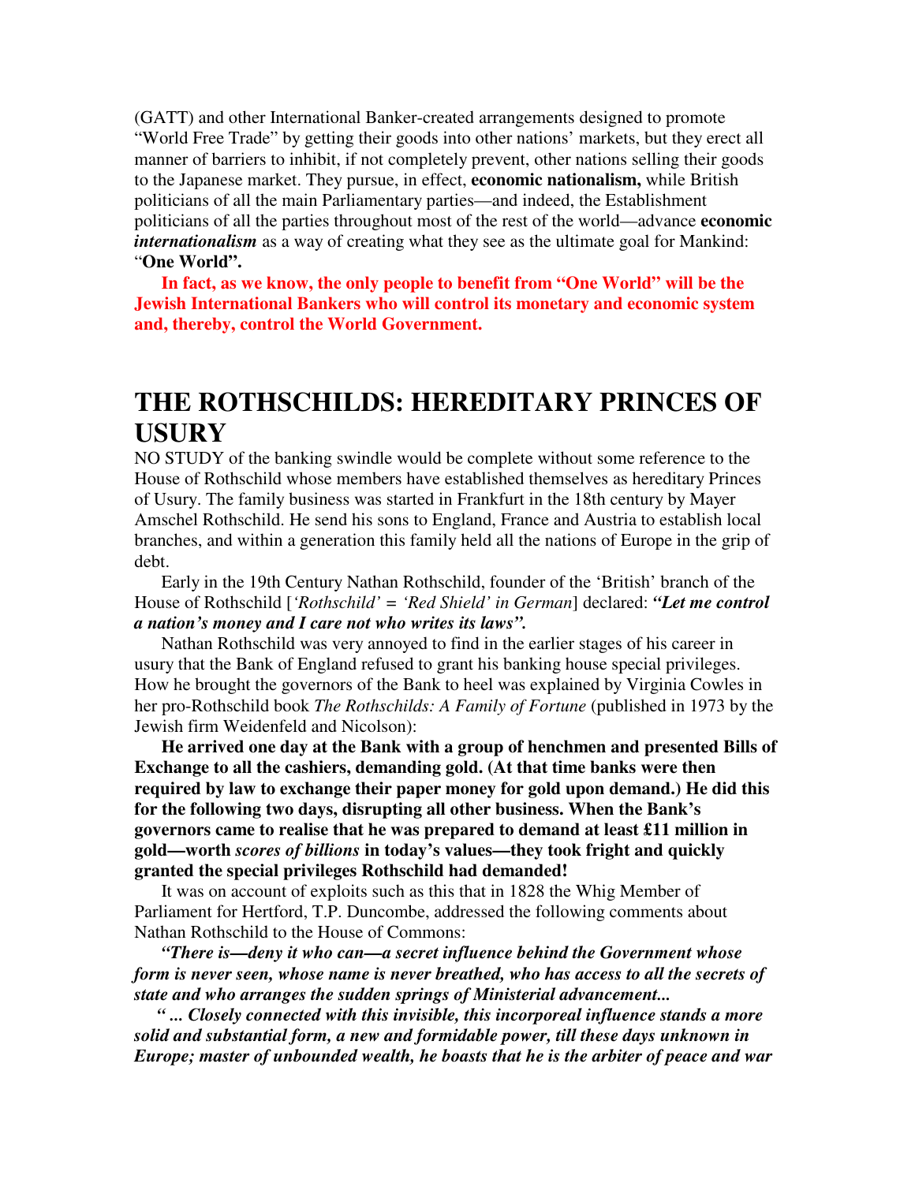(GATT) and other International Banker-created arrangements designed to promote "World Free Trade" by getting their goods into other nations' markets, but they erect all manner of barriers to inhibit, if not completely prevent, other nations selling their goods to the Japanese market. They pursue, in effect, **economic nationalism,** while British politicians of all the main Parliamentary parties—and indeed, the Establishment politicians of all the parties throughout most of the rest of the world—advance **economic *internationalism*** as a way of creating what they see as the ultimate goal for Mankind: "**One World".**

**In fact, as we know, the only people to benefit from "One World" will be the Jewish International Bankers who will control its monetary and economic system and, thereby, control the World Government.**

# THE ROTHSCHILDS: HEREDITARY PRINCES OF USURY

NO STUDY of the banking swindle would be complete without some reference to the House of Rothschild whose members have established themselves as hereditary Princes of Usury. The family business was started in Frankfurt in the 18th century by Mayer Amschel Rothschild. He send his sons to England, France and Austria to establish local branches, and within a generation this family held all the nations of Europe in the grip of debt.

Early in the 19th Century Nathan Rothschild, founder of the 'British' branch of the House of Rothschild [*'Rothschild' = 'Red Shield' in German*] declared: ***"Let me control a nation's money and I care not who writes its laws".***

Nathan Rothschild was very annoyed to find in the earlier stages of his career in usury that the Bank of England refused to grant his banking house special privileges. How he brought the governors of the Bank to heel was explained by Virginia Cowles in her pro-Rothschild book *The Rothschilds: A Family of Fortune* (published in 1973 by the Jewish firm Weidenfeld and Nicolson):

**He arrived one day at the Bank with a group of henchmen and presented Bills of Exchange to all the cashiers, demanding gold. (At that time banks were then required by law to exchange their paper money for gold upon demand.) He did this for the following two days, disrupting all other business. When the Bank's governors came to realise that he was prepared to demand at least £11 million in gold—worth *scores of billions* in today's values—they took fright and quickly granted the special privileges Rothschild had demanded!**

It was on account of exploits such as this that in 1828 the Whig Member of Parliament for Hertford, T.P. Duncombe, addressed the following comments about Nathan Rothschild to the House of Commons:

***"There is—deny it who can—a secret influence behind the Government whose form is never seen, whose name is never breathed, who has access to all the secrets of state and who arranges the sudden springs of Ministerial advancement...***

***" ... Closely connected with this invisible, this incorporeal influence stands a more solid and substantial form, a new and formidable power, till these days unknown in Europe; master of unbounded wealth, he boasts that he is the arbiter of peace and war***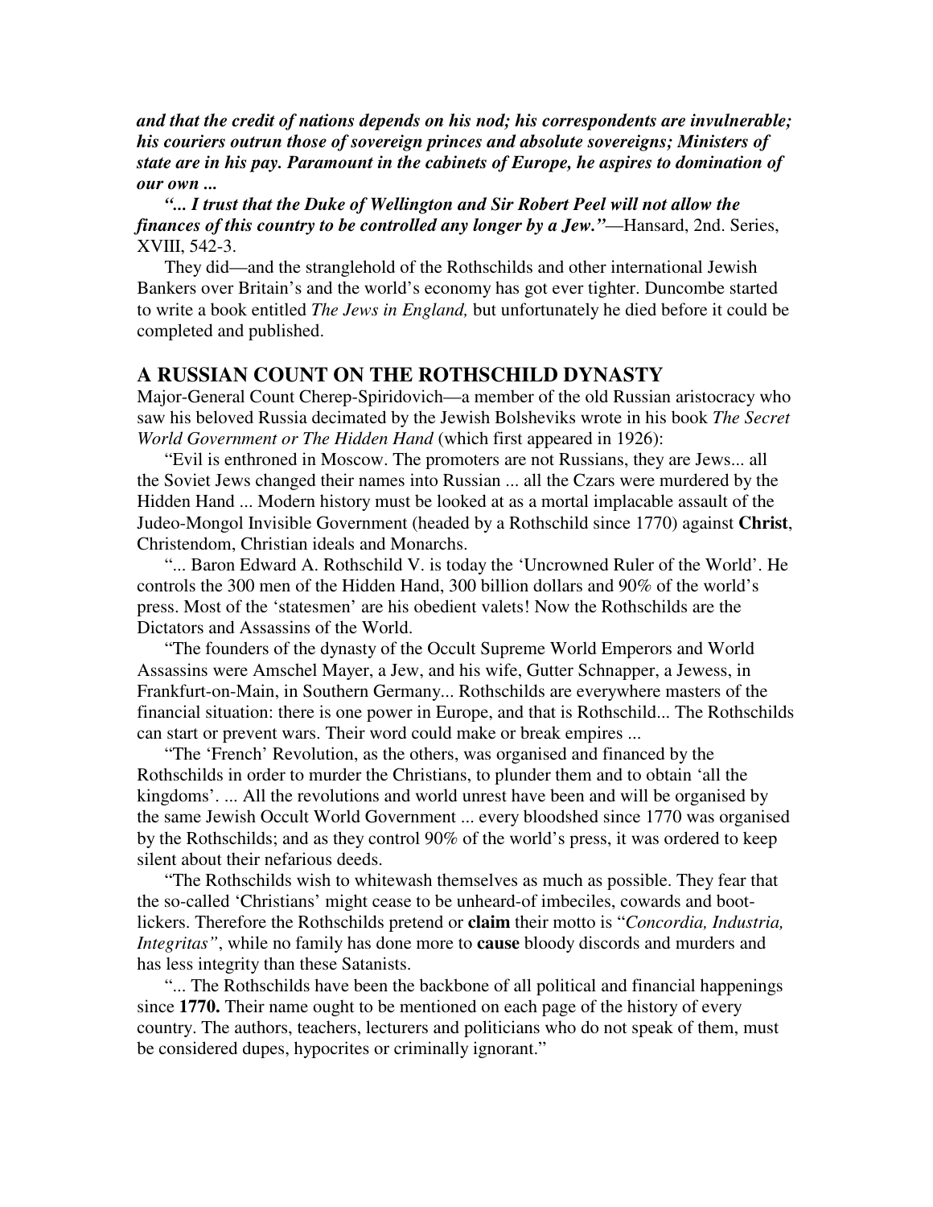***and that the credit of nations depends on his nod; his correspondents are invulnerable; his couriers outrun those of sovereign princes and absolute sovereigns; Ministers of state are in his pay. Paramount in the cabinets of Europe, he aspires to domination of our own ...***

***"... I trust that the Duke of Wellington and Sir Robert Peel will not allow the finances of this country to be controlled any longer by a Jew."***—Hansard, 2nd. Series, XVIII, 542-3.

They did—and the stranglehold of the Rothschilds and other international Jewish Bankers over Britain's and the world's economy has got ever tighter. Duncombe started to write a book entitled *The Jews in England,* but unfortunately he died before it could be completed and published.

## A RUSSIAN COUNT ON THE ROTHSCHILD DYNASTY

Major-General Count Cherep-Spiridovich—a member of the old Russian aristocracy who saw his beloved Russia decimated by the Jewish Bolsheviks wrote in his book *The Secret World Government or The Hidden Hand* (which first appeared in 1926):

"Evil is enthroned in Moscow. The promoters are not Russians, they are Jews... all the Soviet Jews changed their names into Russian ... all the Czars were murdered by the Hidden Hand ... Modern history must be looked at as a mortal implacable assault of the Judeo-Mongol Invisible Government (headed by a Rothschild since 1770) against **Christ**, Christendom, Christian ideals and Monarchs.

"... Baron Edward A. Rothschild V. is today the 'Uncrowned Ruler of the World'. He controls the 300 men of the Hidden Hand, 300 billion dollars and 90% of the world's press. Most of the 'statesmen' are his obedient valets! Now the Rothschilds are the Dictators and Assassins of the World.

"The founders of the dynasty of the Occult Supreme World Emperors and World Assassins were Amschel Mayer, a Jew, and his wife, Gutter Schnapper, a Jewess, in Frankfurt-on-Main, in Southern Germany... Rothschilds are everywhere masters of the financial situation: there is one power in Europe, and that is Rothschild... The Rothschilds can start or prevent wars. Their word could make or break empires ...

"The 'French' Revolution, as the others, was organised and financed by the Rothschilds in order to murder the Christians, to plunder them and to obtain 'all the kingdoms'. ... All the revolutions and world unrest have been and will be organised by the same Jewish Occult World Government ... every bloodshed since 1770 was organised by the Rothschilds; and as they control 90% of the world's press, it was ordered to keep silent about their nefarious deeds.

"The Rothschilds wish to whitewash themselves as much as possible. They fear that the so-called 'Christians' might cease to be unheard-of imbeciles, cowards and boot-lickers. Therefore the Rothschilds pretend or **claim** their motto is "*Concordia, Industria, Integritas"*, while no family has done more to **cause** bloody discords and murders and has less integrity than these Satanists.

"... The Rothschilds have been the backbone of all political and financial happenings since **1770.** Their name ought to be mentioned on each page of the history of every country. The authors, teachers, lecturers and politicians who do not speak of them, must be considered dupes, hypocrites or criminally ignorant."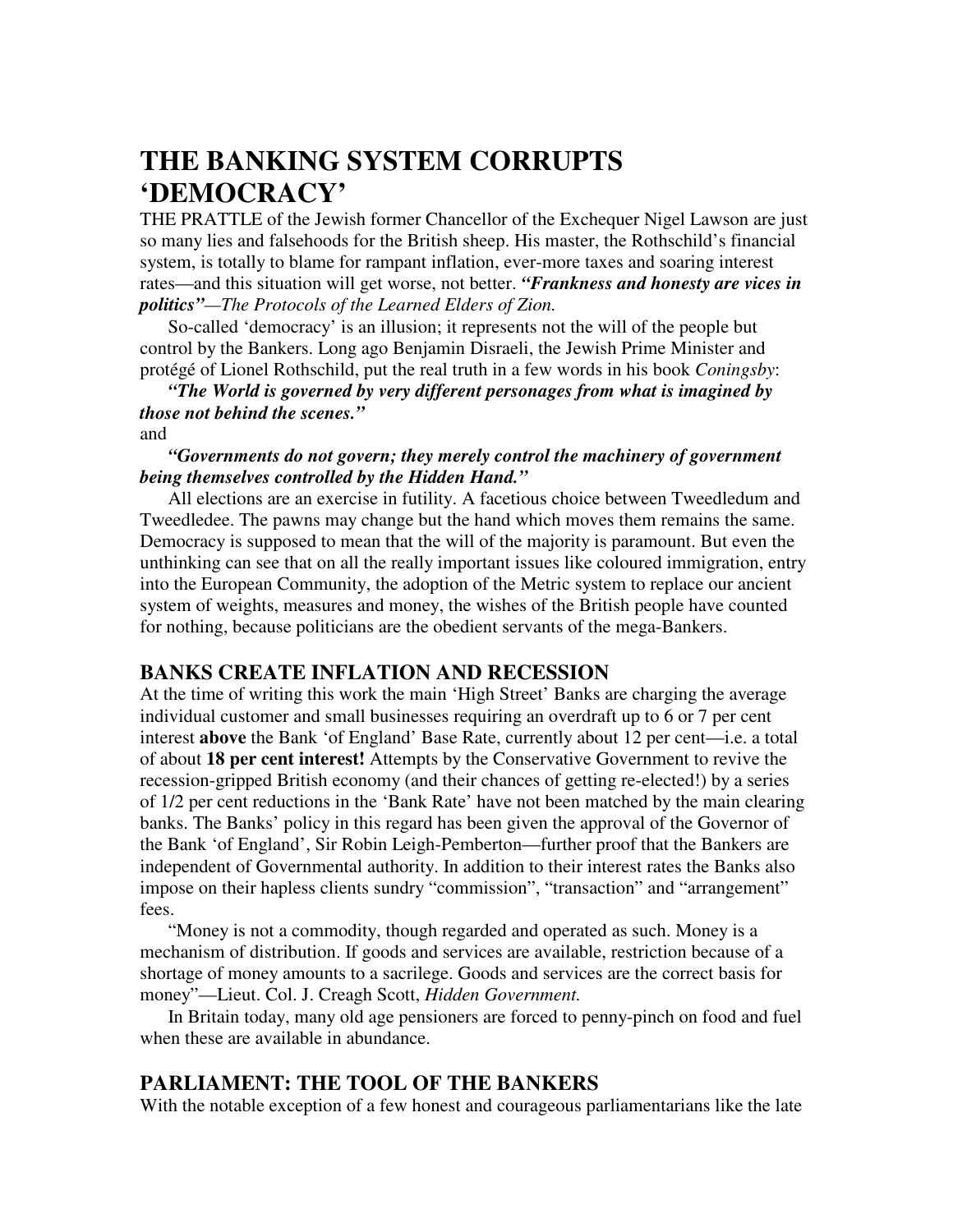# THE BANKING SYSTEM CORRUPTS 'DEMOCRACY'

THE PRATTLE of the Jewish former Chancellor of the Exchequer Nigel Lawson are just so many lies and falsehoods for the British sheep. His master, the Rothschild's financial system, is totally to blame for rampant inflation, ever-more taxes and soaring interest rates—and this situation will get worse, not better. ***"Frankness and honesty are vices in politics"****—The Protocols of the Learned Elders of Zion.*

So-called 'democracy' is an illusion; it represents not the will of the people but control by the Bankers. Long ago Benjamin Disraeli, the Jewish Prime Minister and protégé of Lionel Rothschild, put the real truth in a few words in his book *Coningsby*:

***"The World is governed by very different personages from what is imagined by those not behind the scenes."***

and

***"Governments do not govern; they merely control the machinery of government being themselves controlled by the Hidden Hand."***

All elections are an exercise in futility. A facetious choice between Tweedledum and Tweedledee. The pawns may change but the hand which moves them remains the same. Democracy is supposed to mean that the will of the majority is paramount. But even the unthinking can see that on all the really important issues like coloured immigration, entry into the European Community, the adoption of the Metric system to replace our ancient system of weights, measures and money, the wishes of the British people have counted for nothing, because politicians are the obedient servants of the mega-Bankers.

## BANKS CREATE INFLATION AND RECESSION

At the time of writing this work the main 'High Street' Banks are charging the average individual customer and small businesses requiring an overdraft up to 6 or 7 per cent interest **above** the Bank 'of England' Base Rate, currently about 12 per cent—i.e. a total of about **18 per cent interest!** Attempts by the Conservative Government to revive the recession-gripped British economy (and their chances of getting re-elected!) by a series of 1/2 per cent reductions in the 'Bank Rate' have not been matched by the main clearing banks. The Banks' policy in this regard has been given the approval of the Governor of the Bank 'of England', Sir Robin Leigh-Pemberton—further proof that the Bankers are independent of Governmental authority. In addition to their interest rates the Banks also impose on their hapless clients sundry "commission", "transaction" and "arrangement" fees.

"Money is not a commodity, though regarded and operated as such. Money is a mechanism of distribution. If goods and services are available, restriction because of a shortage of money amounts to a sacrilege. Goods and services are the correct basis for money"—Lieut. Col. J. Creagh Scott, *Hidden Government.*

In Britain today, many old age pensioners are forced to penny-pinch on food and fuel when these are available in abundance.

## PARLIAMENT: THE TOOL OF THE BANKERS

With the notable exception of a few honest and courageous parliamentarians like the late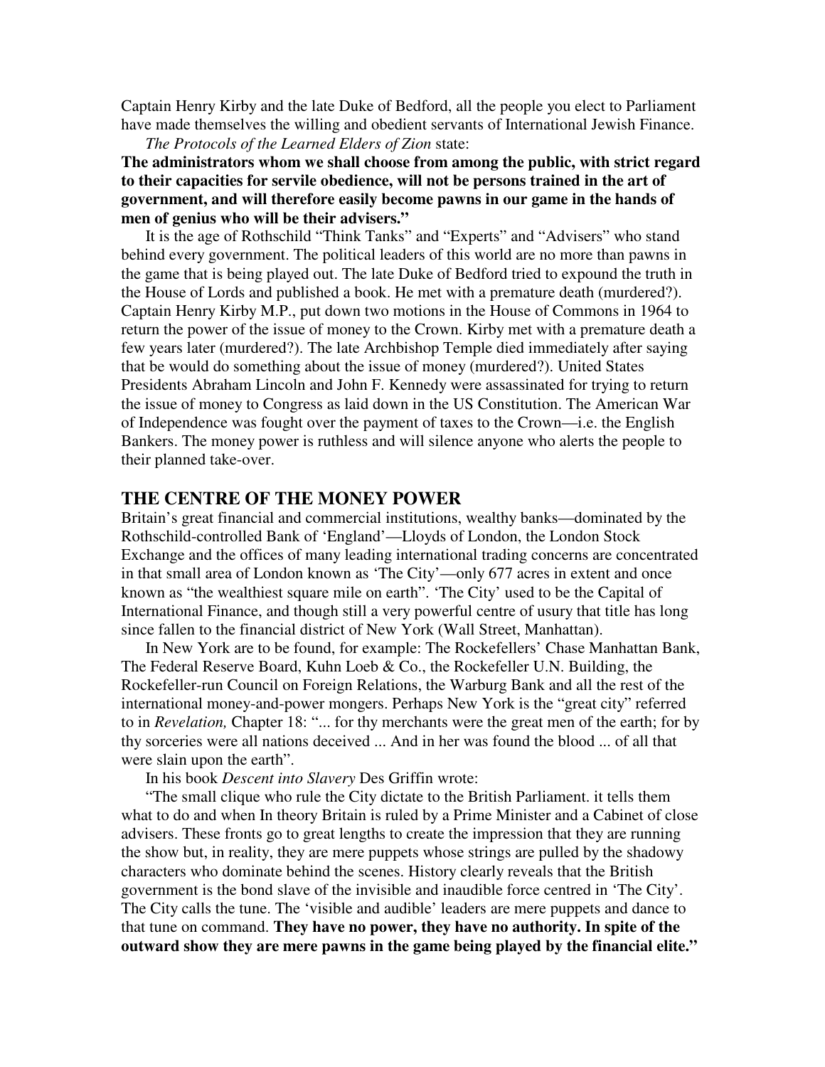Captain Henry Kirby and the late Duke of Bedford, all the people you elect to Parliament have made themselves the willing and obedient servants of International Jewish Finance.

*The Protocols of the Learned Elders of Zion* state:

**The administrators whom we shall choose from among the public, with strict regard to their capacities for servile obedience, will not be persons trained in the art of government, and will therefore easily become pawns in our game in the hands of men of genius who will be their advisers."**

It is the age of Rothschild "Think Tanks" and "Experts" and "Advisers" who stand behind every government. The political leaders of this world are no more than pawns in the game that is being played out. The late Duke of Bedford tried to expound the truth in the House of Lords and published a book. He met with a premature death (murdered?). Captain Henry Kirby M.P., put down two motions in the House of Commons in 1964 to return the power of the issue of money to the Crown. Kirby met with a premature death a few years later (murdered?). The late Archbishop Temple died immediately after saying that be would do something about the issue of money (murdered?). United States Presidents Abraham Lincoln and John F. Kennedy were assassinated for trying to return the issue of money to Congress as laid down in the US Constitution. The American War of Independence was fought over the payment of taxes to the Crown—i.e. the English Bankers. The money power is ruthless and will silence anyone who alerts the people to their planned take-over.

## THE CENTRE OF THE MONEY POWER

Britain's great financial and commercial institutions, wealthy banks—dominated by the Rothschild-controlled Bank of 'England'—Lloyds of London, the London Stock Exchange and the offices of many leading international trading concerns are concentrated in that small area of London known as 'The City'—only 677 acres in extent and once known as "the wealthiest square mile on earth". 'The City' used to be the Capital of International Finance, and though still a very powerful centre of usury that title has long since fallen to the financial district of New York (Wall Street, Manhattan).

In New York are to be found, for example: The Rockefellers' Chase Manhattan Bank, The Federal Reserve Board, Kuhn Loeb & Co., the Rockefeller U.N. Building, the Rockefeller-run Council on Foreign Relations, the Warburg Bank and all the rest of the international money-and-power mongers. Perhaps New York is the "great city" referred to in *Revelation,* Chapter 18: "... for thy merchants were the great men of the earth; for by thy sorceries were all nations deceived ... And in her was found the blood ... of all that were slain upon the earth".

In his book *Descent into Slavery* Des Griffin wrote:

"The small clique who rule the City dictate to the British Parliament. it tells them what to do and when In theory Britain is ruled by a Prime Minister and a Cabinet of close advisers. These fronts go to great lengths to create the impression that they are running the show but, in reality, they are mere puppets whose strings are pulled by the shadowy characters who dominate behind the scenes. History clearly reveals that the British government is the bond slave of the invisible and inaudible force centred in 'The City'. The City calls the tune. The 'visible and audible' leaders are mere puppets and dance to that tune on command. **They have no power, they have no authority. In spite of the outward show they are mere pawns in the game being played by the financial elite."**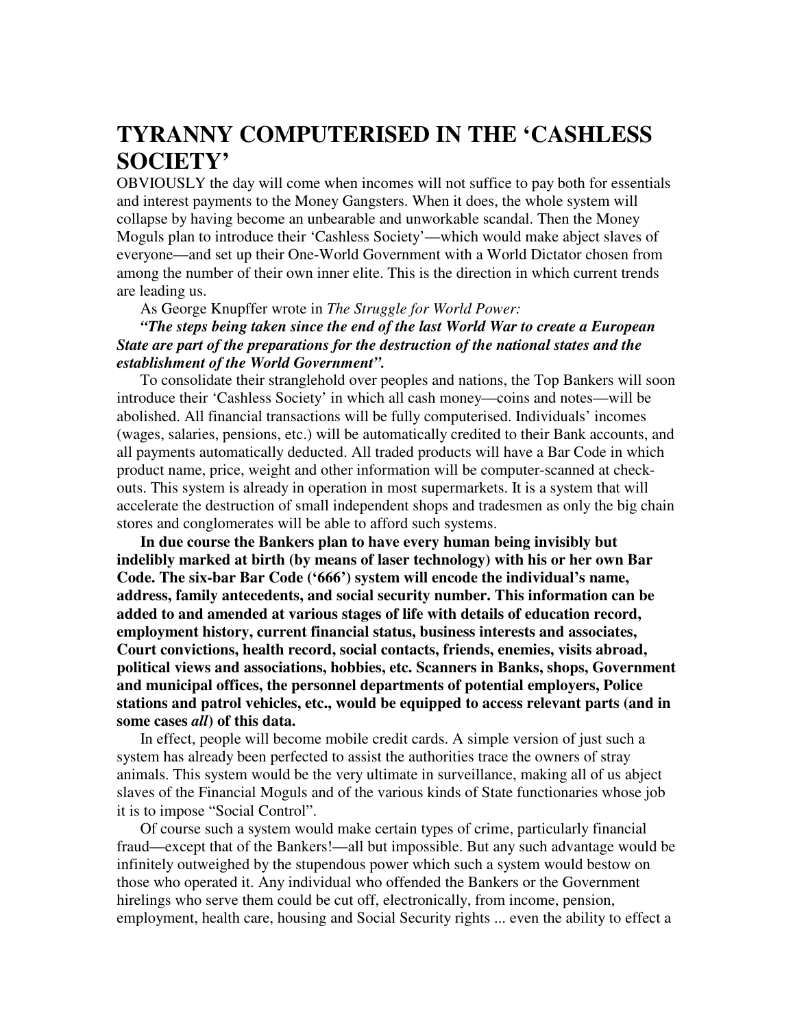# TYRANNY COMPUTERISED IN THE 'CASHLESS SOCIETY'

OBVIOUSLY the day will come when incomes will not suffice to pay both for essentials and interest payments to the Money Gangsters. When it does, the whole system will collapse by having become an unbearable and unworkable scandal. Then the Money Moguls plan to introduce their 'Cashless Society'—which would make abject slaves of everyone—and set up their One-World Government with a World Dictator chosen from among the number of their own inner elite. This is the direction in which current trends are leading us.

As George Knupffer wrote in *The Struggle for World Power:*

***"The steps being taken since the end of the last World War to create a European State are part of the preparations for the destruction of the national states and the establishment of the World Government".***

To consolidate their stranglehold over peoples and nations, the Top Bankers will soon introduce their 'Cashless Society' in which all cash money—coins and notes—will be abolished. All financial transactions will be fully computerised. Individuals' incomes (wages, salaries, pensions, etc.) will be automatically credited to their Bank accounts, and all payments automatically deducted. All traded products will have a Bar Code in which product name, price, weight and other information will be computer-scanned at check-outs. This system is already in operation in most supermarkets. It is a system that will accelerate the destruction of small independent shops and tradesmen as only the big chain stores and conglomerates will be able to afford such systems.

**In due course the Bankers plan to have every human being invisibly but indelibly marked at birth (by means of laser technology) with his or her own Bar Code. The six-bar Bar Code ('666') system will encode the individual's name, address, family antecedents, and social security number. This information can be added to and amended at various stages of life with details of education record, employment history, current financial status, business interests and associates, Court convictions, health record, social contacts, friends, enemies, visits abroad, political views and associations, hobbies, etc. Scanners in Banks, shops, Government and municipal offices, the personnel departments of potential employers, Police stations and patrol vehicles, etc., would be equipped to access relevant parts (and in some cases *all*) of this data.**

In effect, people will become mobile credit cards. A simple version of just such a system has already been perfected to assist the authorities trace the owners of stray animals. This system would be the very ultimate in surveillance, making all of us abject slaves of the Financial Moguls and of the various kinds of State functionaries whose job it is to impose "Social Control".

Of course such a system would make certain types of crime, particularly financial fraud—except that of the Bankers!—all but impossible. But any such advantage would be infinitely outweighed by the stupendous power which such a system would bestow on those who operated it. Any individual who offended the Bankers or the Government hirelings who serve them could be cut off, electronically, from income, pension, employment, health care, housing and Social Security rights ... even the ability to effect a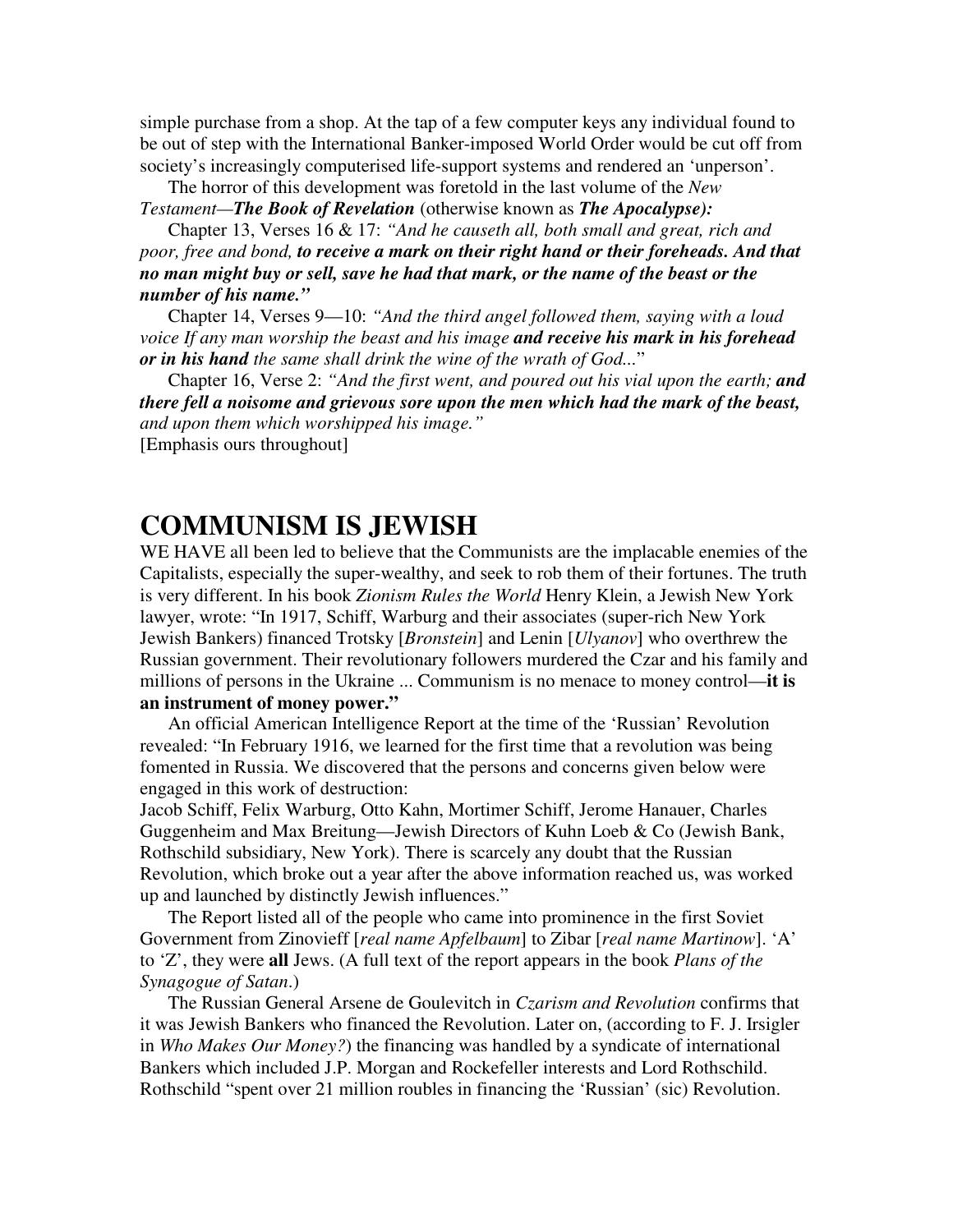simple purchase from a shop. At the tap of a few computer keys any individual found to be out of step with the International Banker-imposed World Order would be cut off from society's increasingly computerised life-support systems and rendered an 'unperson'.

The horror of this development was foretold in the last volume of the *New Testament*—***The Book of Revelation*** (otherwise known as ***The Apocalypse):***

Chapter 13, Verses 16 & 17: *"And he causeth all, both small and great, rich and poor, free and bond,* ***to receive a mark on their right hand or their foreheads. And that no man might buy or sell, save he had that mark, or the name of the beast or the number of his name."***

Chapter 14, Verses 9—10: *"And the third angel followed them, saying with a loud voice If any man worship the beast and his image* ***and receive his mark in his forehead or in his hand*** *the same shall drink the wine of the wrath of God...*"

Chapter 16, Verse 2: *"And the first went, and poured out his vial upon the earth;* ***and there fell a noisome and grievous sore upon the men which had the mark of the beast,*** *and upon them which worshipped his image."*

[Emphasis ours throughout]

# COMMUNISM IS JEWISH

WE HAVE all been led to believe that the Communists are the implacable enemies of the Capitalists, especially the super-wealthy, and seek to rob them of their fortunes. The truth is very different. In his book *Zionism Rules the World* Henry Klein, a Jewish New York lawyer, wrote: "In 1917, Schiff, Warburg and their associates (super-rich New York Jewish Bankers) financed Trotsky [*Bronstein*] and Lenin [*Ulyanov*] who overthrew the Russian government. Their revolutionary followers murdered the Czar and his family and millions of persons in the Ukraine ... Communism is no menace to money control—**it is an instrument of money power."**

An official American Intelligence Report at the time of the 'Russian' Revolution revealed: "In February 1916, we learned for the first time that a revolution was being fomented in Russia. We discovered that the persons and concerns given below were engaged in this work of destruction:
Jacob Schiff, Felix Warburg, Otto Kahn, Mortimer Schiff, Jerome Hanauer, Charles Guggenheim and Max Breitung—Jewish Directors of Kuhn Loeb & Co (Jewish Bank, Rothschild subsidiary, New York). There is scarcely any doubt that the Russian Revolution, which broke out a year after the above information reached us, was worked up and launched by distinctly Jewish influences."

The Report listed all of the people who came into prominence in the first Soviet Government from Zinovieff [*real name Apfelbaum*] to Zibar [*real name Martinow*]. 'A' to 'Z', they were **all** Jews. (A full text of the report appears in the book *Plans of the Synagogue of Satan*.)

The Russian General Arsene de Goulevitch in *Czarism and Revolution* confirms that it was Jewish Bankers who financed the Revolution. Later on, (according to F. J. Irsigler in *Who Makes Our Money?*) the financing was handled by a syndicate of international Bankers which included J.P. Morgan and Rockefeller interests and Lord Rothschild. Rothschild "spent over 21 million roubles in financing the 'Russian' (sic) Revolution.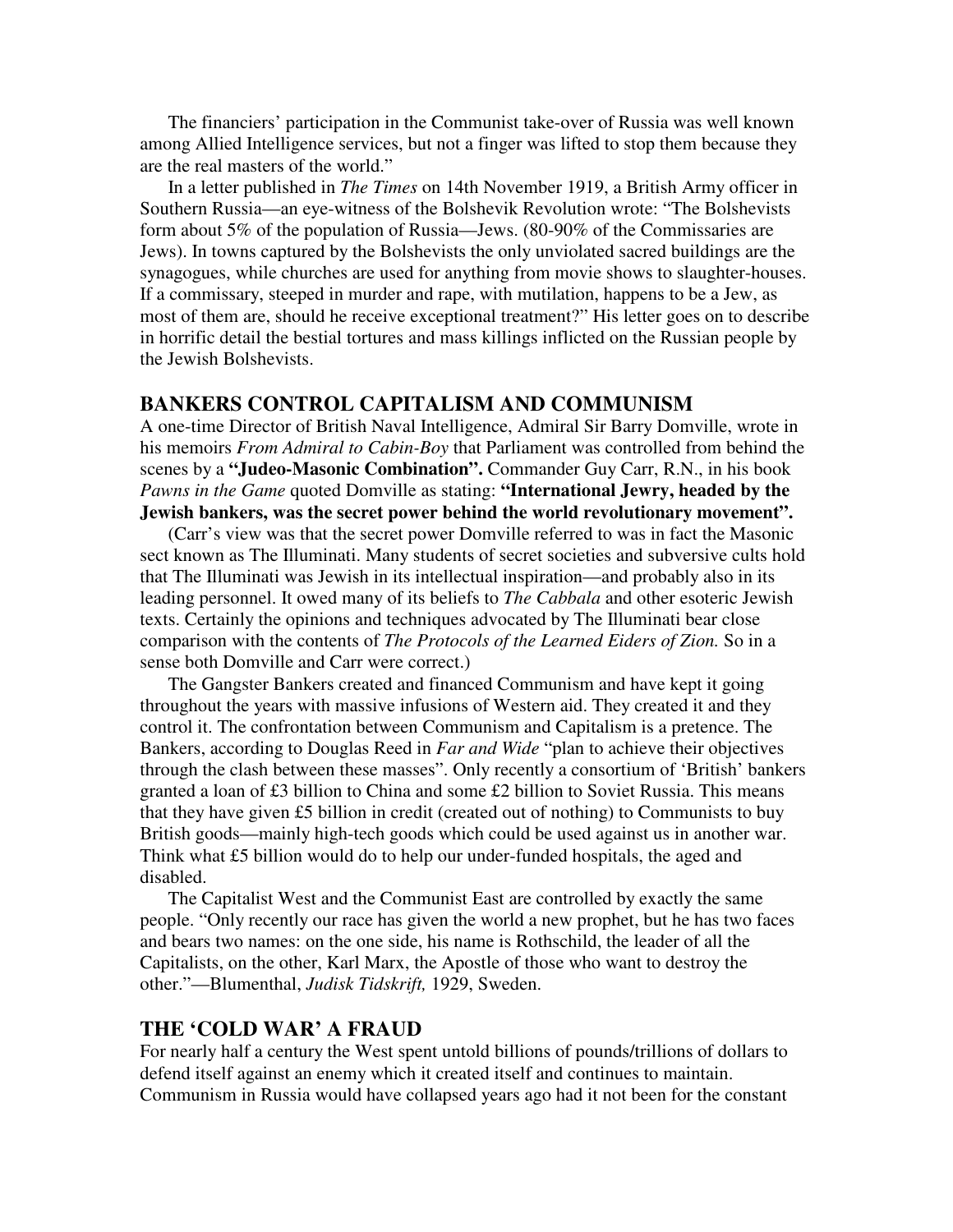The financiers' participation in the Communist take-over of Russia was well known among Allied Intelligence services, but not a finger was lifted to stop them because they are the real masters of the world."

In a letter published in *The Times* on 14th November 1919, a British Army officer in Southern Russia—an eye-witness of the Bolshevik Revolution wrote: "The Bolshevists form about 5% of the population of Russia—Jews. (80-90% of the Commissaries are Jews). In towns captured by the Bolshevists the only unviolated sacred buildings are the synagogues, while churches are used for anything from movie shows to slaughter-houses. If a commissary, steeped in murder and rape, with mutilation, happens to be a Jew, as most of them are, should he receive exceptional treatment?" His letter goes on to describe in horrific detail the bestial tortures and mass killings inflicted on the Russian people by the Jewish Bolshevists.

## BANKERS CONTROL CAPITALISM AND COMMUNISM

A one-time Director of British Naval Intelligence, Admiral Sir Barry Domville, wrote in his memoirs *From Admiral to Cabin-Boy* that Parliament was controlled from behind the scenes by a **"Judeo-Masonic Combination".** Commander Guy Carr, R.N., in his book *Pawns in the Game* quoted Domville as stating: **"International Jewry, headed by the Jewish bankers, was the secret power behind the world revolutionary movement".**

(Carr's view was that the secret power Domville referred to was in fact the Masonic sect known as The Illuminati. Many students of secret societies and subversive cults hold that The Illuminati was Jewish in its intellectual inspiration—and probably also in its leading personnel. It owed many of its beliefs to *The Cabbala* and other esoteric Jewish texts. Certainly the opinions and techniques advocated by The Illuminati bear close comparison with the contents of *The Protocols of the Learned Eiders of Zion.* So in a sense both Domville and Carr were correct.)

The Gangster Bankers created and financed Communism and have kept it going throughout the years with massive infusions of Western aid. They created it and they control it. The confrontation between Communism and Capitalism is a pretence. The Bankers, according to Douglas Reed in *Far and Wide* "plan to achieve their objectives through the clash between these masses". Only recently a consortium of 'British' bankers granted a loan of £3 billion to China and some £2 billion to Soviet Russia. This means that they have given £5 billion in credit (created out of nothing) to Communists to buy British goods—mainly high-tech goods which could be used against us in another war. Think what £5 billion would do to help our under-funded hospitals, the aged and disabled.

The Capitalist West and the Communist East are controlled by exactly the same people. "Only recently our race has given the world a new prophet, but he has two faces and bears two names: on the one side, his name is Rothschild, the leader of all the Capitalists, on the other, Karl Marx, the Apostle of those who want to destroy the other."—Blumenthal, *Judisk Tidskrift,* 1929, Sweden.

## THE 'COLD WAR' A FRAUD

For nearly half a century the West spent untold billions of pounds/trillions of dollars to defend itself against an enemy which it created itself and continues to maintain. Communism in Russia would have collapsed years ago had it not been for the constant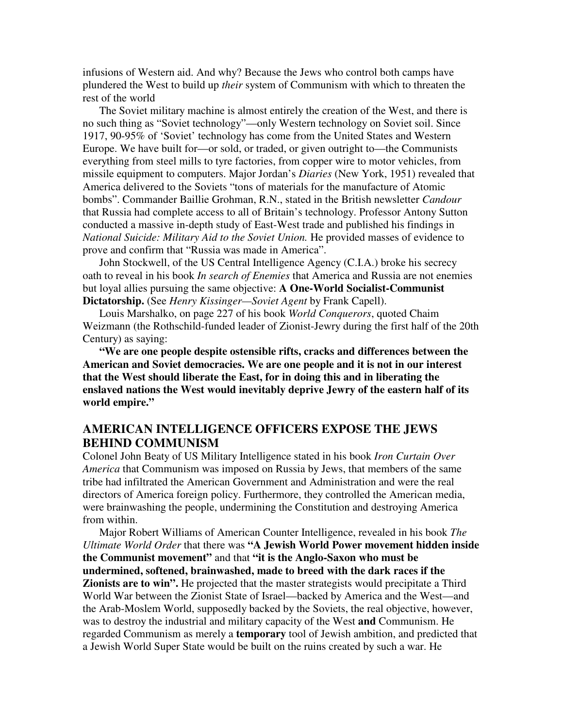infusions of Western aid. And why? Because the Jews who control both camps have plundered the West to build up *their* system of Communism with which to threaten the rest of the world

The Soviet military machine is almost entirely the creation of the West, and there is no such thing as "Soviet technology"—only Western technology on Soviet soil. Since 1917, 90-95% of 'Soviet' technology has come from the United States and Western Europe. We have built for—or sold, or traded, or given outright to—the Communists everything from steel mills to tyre factories, from copper wire to motor vehicles, from missile equipment to computers. Major Jordan's *Diaries* (New York, 1951) revealed that America delivered to the Soviets "tons of materials for the manufacture of Atomic bombs". Commander Baillie Grohman, R.N., stated in the British newsletter *Candour* that Russia had complete access to all of Britain's technology. Professor Antony Sutton conducted a massive in-depth study of East-West trade and published his findings in *National Suicide: Military Aid to the Soviet Union.* He provided masses of evidence to prove and confirm that "Russia was made in America".

John Stockwell, of the US Central Intelligence Agency (C.I.A.) broke his secrecy oath to reveal in his book *In search of Enemies* that America and Russia are not enemies but loyal allies pursuing the same objective: **A One-World Socialist-Communist Dictatorship.** (See *Henry Kissinger—Soviet Agent* by Frank Capell).

Louis Marshalko, on page 227 of his book *World Conquerors*, quoted Chaim Weizmann (the Rothschild-funded leader of Zionist-Jewry during the first half of the 20th Century) as saying:

**"We are one people despite ostensible rifts, cracks and differences between the American and Soviet democracies. We are one people and it is not in our interest that the West should liberate the East, for in doing this and in liberating the enslaved nations the West would inevitably deprive Jewry of the eastern half of its world empire."**

## AMERICAN INTELLIGENCE OFFICERS EXPOSE THE JEWS BEHIND COMMUNISM

Colonel John Beaty of US Military Intelligence stated in his book *Iron Curtain Over America* that Communism was imposed on Russia by Jews, that members of the same tribe had infiltrated the American Government and Administration and were the real directors of America foreign policy. Furthermore, they controlled the American media, were brainwashing the people, undermining the Constitution and destroying America from within.

Major Robert Williams of American Counter Intelligence, revealed in his book *The Ultimate World Order* that there was **"A Jewish World Power movement hidden inside the Communist movement"** and that **"it is the Anglo-Saxon who must be undermined, softened, brainwashed, made to breed with the dark races if the Zionists are to win".** He projected that the master strategists would precipitate a Third World War between the Zionist State of Israel—backed by America and the West—and the Arab-Moslem World, supposedly backed by the Soviets, the real objective, however, was to destroy the industrial and military capacity of the West **and** Communism. He regarded Communism as merely a **temporary** tool of Jewish ambition, and predicted that a Jewish World Super State would be built on the ruins created by such a war. He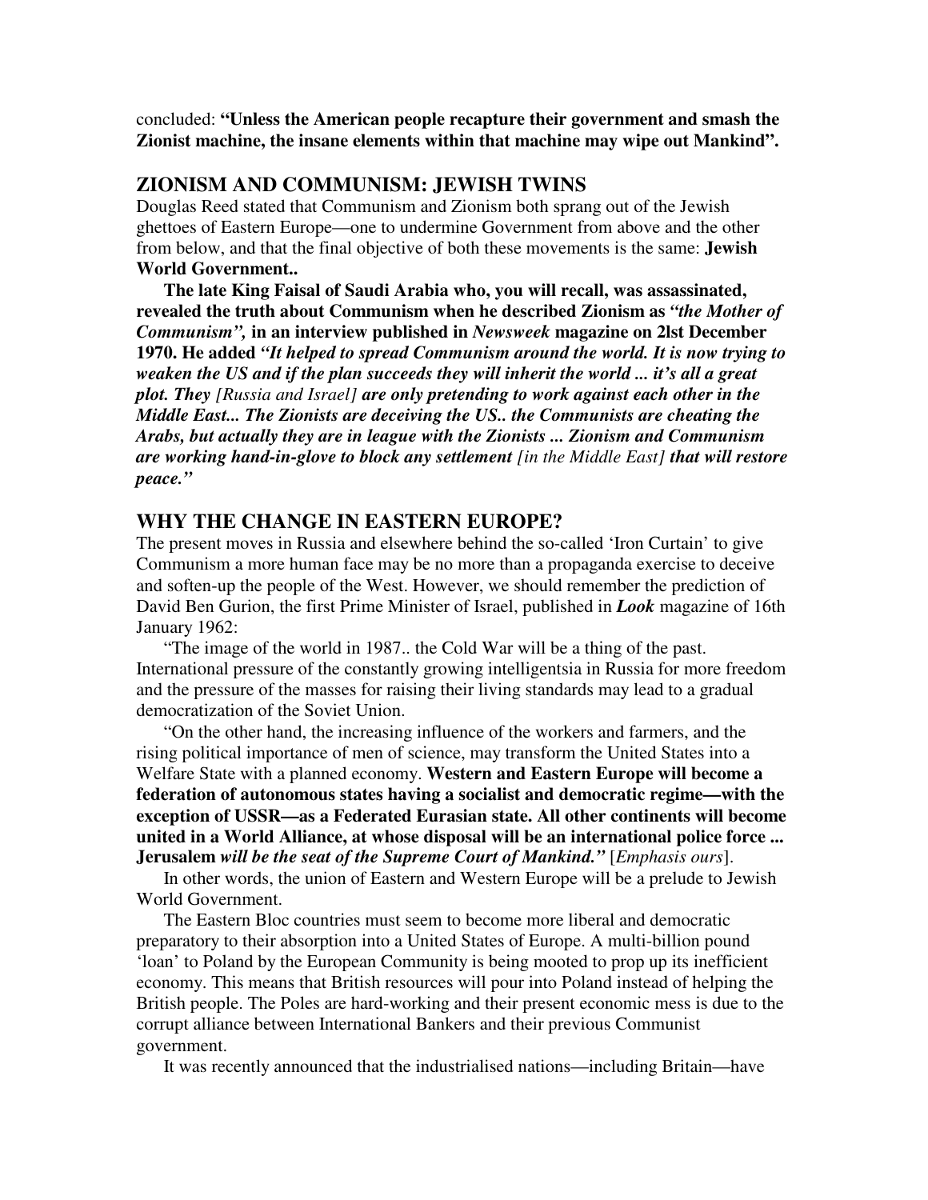concluded: **"Unless the American people recapture their government and smash the Zionist machine, the insane elements within that machine may wipe out Mankind".**

## ZIONISM AND COMMUNISM: JEWISH TWINS

Douglas Reed stated that Communism and Zionism both sprang out of the Jewish ghettoes of Eastern Europe—one to undermine Government from above and the other from below, and that the final objective of both these movements is the same: **Jewish World Government..**

**The late King Faisal of Saudi Arabia who, you will recall, was assassinated, revealed the truth about Communism when he described Zionism as *"the Mother of Communism",* in an interview published in *Newsweek* magazine on 2lst December 1970. He added *"It helped to spread Communism around the world. It is now trying to weaken the US and if the plan succeeds they will inherit the world ... it's all a great plot. They* [Russia and Israel] *are only pretending to work against each other in the Middle East... The Zionists are deceiving the US.. the Communists are cheating the Arabs, but actually they are in league with the Zionists ... Zionism and Communism are working hand-in-glove to block any settlement* [in the Middle East] *that will restore peace."***

## WHY THE CHANGE IN EASTERN EUROPE?

The present moves in Russia and elsewhere behind the so-called 'Iron Curtain' to give Communism a more human face may be no more than a propaganda exercise to deceive and soften-up the people of the West. However, we should remember the prediction of David Ben Gurion, the first Prime Minister of Israel, published in ***Look*** magazine of 16th January 1962:

"The image of the world in 1987.. the Cold War will be a thing of the past. International pressure of the constantly growing intelligentsia in Russia for more freedom and the pressure of the masses for raising their living standards may lead to a gradual democratization of the Soviet Union.

"On the other hand, the increasing influence of the workers and farmers, and the rising political importance of men of science, may transform the United States into a Welfare State with a planned economy. **Western and Eastern Europe will become a federation of autonomous states having a socialist and democratic regime—with the exception of USSR—as a Federated Eurasian state. All other continents will become united in a World Alliance, at whose disposal will be an international police force ... Jerusalem** ***will be the seat of the Supreme Court of Mankind."*** [*Emphasis ours*].

In other words, the union of Eastern and Western Europe will be a prelude to Jewish World Government.

The Eastern Bloc countries must seem to become more liberal and democratic preparatory to their absorption into a United States of Europe. A multi-billion pound 'loan' to Poland by the European Community is being mooted to prop up its inefficient economy. This means that British resources will pour into Poland instead of helping the British people. The Poles are hard-working and their present economic mess is due to the corrupt alliance between International Bankers and their previous Communist government.

It was recently announced that the industrialised nations—including Britain—have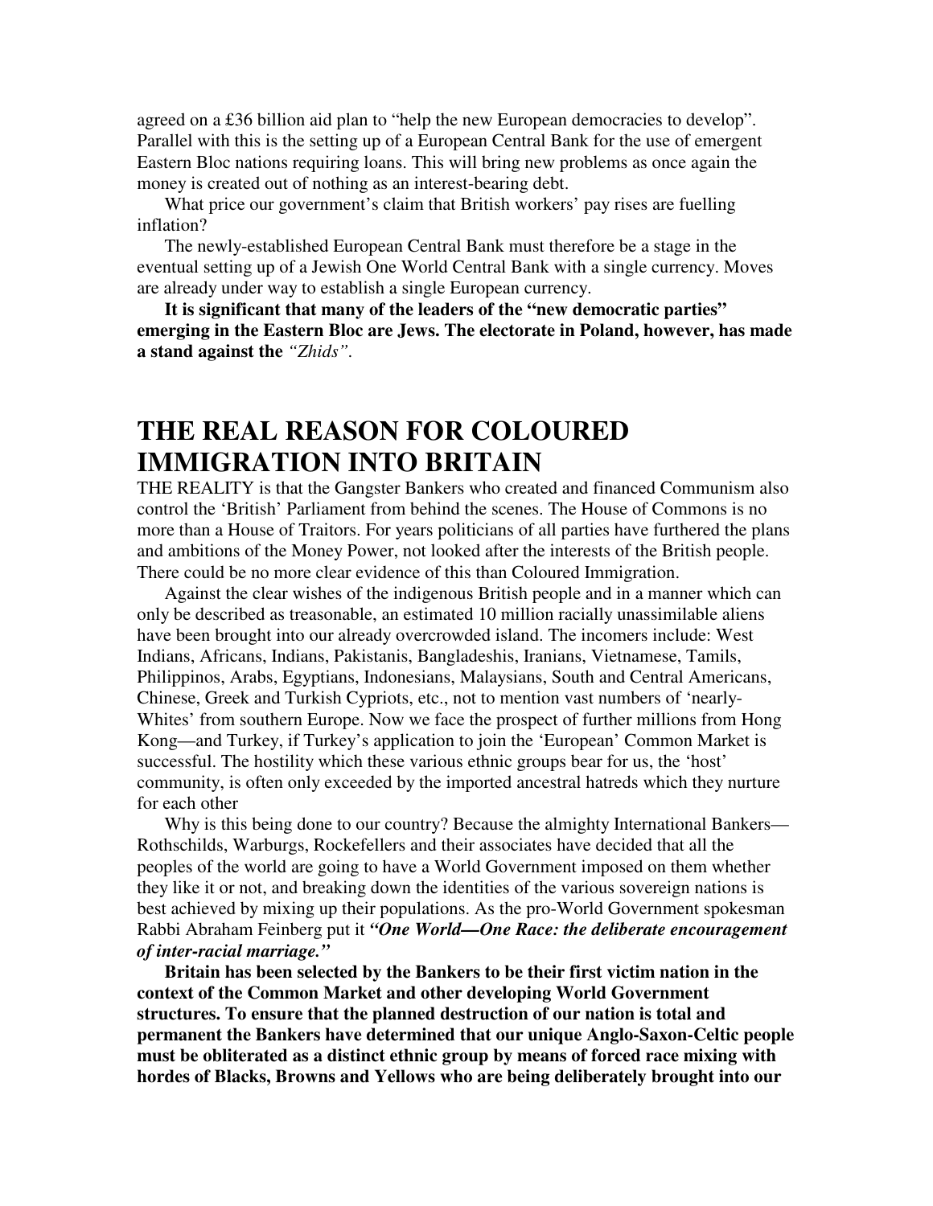agreed on a £36 billion aid plan to "help the new European democracies to develop". Parallel with this is the setting up of a European Central Bank for the use of emergent Eastern Bloc nations requiring loans. This will bring new problems as once again the money is created out of nothing as an interest-bearing debt.

What price our government's claim that British workers' pay rises are fuelling inflation?

The newly-established European Central Bank must therefore be a stage in the eventual setting up of a Jewish One World Central Bank with a single currency. Moves are already under way to establish a single European currency.

**It is significant that many of the leaders of the "new democratic parties" emerging in the Eastern Bloc are Jews. The electorate in Poland, however, has made a stand against the** ***"Zhids"*****.**

# THE REAL REASON FOR COLOURED IMMIGRATION INTO BRITAIN

THE REALITY is that the Gangster Bankers who created and financed Communism also control the 'British' Parliament from behind the scenes. The House of Commons is no more than a House of Traitors. For years politicians of all parties have furthered the plans and ambitions of the Money Power, not looked after the interests of the British people. There could be no more clear evidence of this than Coloured Immigration.

Against the clear wishes of the indigenous British people and in a manner which can only be described as treasonable, an estimated 10 million racially unassimilable aliens have been brought into our already overcrowded island. The incomers include: West Indians, Africans, Indians, Pakistanis, Bangladeshis, Iranians, Vietnamese, Tamils, Philippinos, Arabs, Egyptians, Indonesians, Malaysians, South and Central Americans, Chinese, Greek and Turkish Cypriots, etc., not to mention vast numbers of 'nearly-Whites' from southern Europe. Now we face the prospect of further millions from Hong Kong—and Turkey, if Turkey's application to join the 'European' Common Market is successful. The hostility which these various ethnic groups bear for us, the 'host' community, is often only exceeded by the imported ancestral hatreds which they nurture for each other

Why is this being done to our country? Because the almighty International Bankers—Rothschilds, Warburgs, Rockefellers and their associates have decided that all the peoples of the world are going to have a World Government imposed on them whether they like it or not, and breaking down the identities of the various sovereign nations is best achieved by mixing up their populations. As the pro-World Government spokesman Rabbi Abraham Feinberg put it ***"One World—One Race: the deliberate encouragement of inter-racial marriage."***

**Britain has been selected by the Bankers to be their first victim nation in the context of the Common Market and other developing World Government structures. To ensure that the planned destruction of our nation is total and permanent the Bankers have determined that our unique Anglo-Saxon-Celtic people must be obliterated as a distinct ethnic group by means of forced race mixing with hordes of Blacks, Browns and Yellows who are being deliberately brought into our**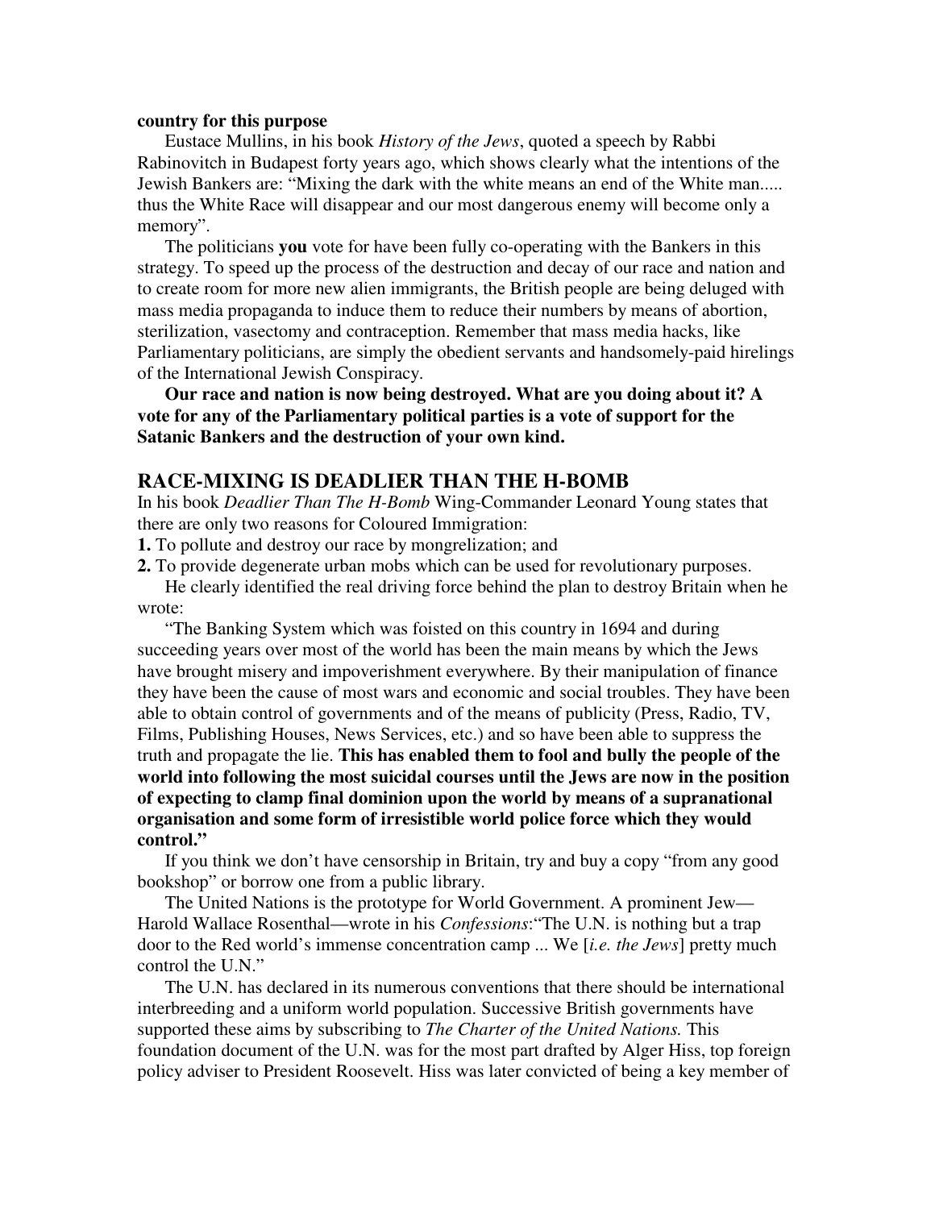**country for this purpose**

Eustace Mullins, in his book *History of the Jews*, quoted a speech by Rabbi Rabinovitch in Budapest forty years ago, which shows clearly what the intentions of the Jewish Bankers are: "Mixing the dark with the white means an end of the White man..... thus the White Race will disappear and our most dangerous enemy will become only a memory".

The politicians **you** vote for have been fully co-operating with the Bankers in this strategy. To speed up the process of the destruction and decay of our race and nation and to create room for more new alien immigrants, the British people are being deluged with mass media propaganda to induce them to reduce their numbers by means of abortion, sterilization, vasectomy and contraception. Remember that mass media hacks, like Parliamentary politicians, are simply the obedient servants and handsomely-paid hirelings of the International Jewish Conspiracy.

**Our race and nation is now being destroyed. What are you doing about it? A vote for any of the Parliamentary political parties is a vote of support for the Satanic Bankers and the destruction of your own kind.**

## RACE-MIXING IS DEADLIER THAN THE H-BOMB

In his book *Deadlier Than The H-Bomb* Wing-Commander Leonard Young states that there are only two reasons for Coloured Immigration:

**1.** To pollute and destroy our race by mongrelization; and

**2.** To provide degenerate urban mobs which can be used for revolutionary purposes.

He clearly identified the real driving force behind the plan to destroy Britain when he wrote:

"The Banking System which was foisted on this country in 1694 and during succeeding years over most of the world has been the main means by which the Jews have brought misery and impoverishment everywhere. By their manipulation of finance they have been the cause of most wars and economic and social troubles. They have been able to obtain control of governments and of the means of publicity (Press, Radio, TV, Films, Publishing Houses, News Services, etc.) and so have been able to suppress the truth and propagate the lie. **This has enabled them to fool and bully the people of the world into following the most suicidal courses until the Jews are now in the position of expecting to clamp final dominion upon the world by means of a supranational organisation and some form of irresistible world police force which they would control."**

If you think we don't have censorship in Britain, try and buy a copy "from any good bookshop" or borrow one from a public library.

The United Nations is the prototype for World Government. A prominent Jew—Harold Wallace Rosenthal—wrote in his *Confessions*:"The U.N. is nothing but a trap door to the Red world's immense concentration camp ... We [*i.e. the Jews*] pretty much control the U.N."

The U.N. has declared in its numerous conventions that there should be international interbreeding and a uniform world population. Successive British governments have supported these aims by subscribing to *The Charter of the United Nations.* This foundation document of the U.N. was for the most part drafted by Alger Hiss, top foreign policy adviser to President Roosevelt. Hiss was later convicted of being a key member of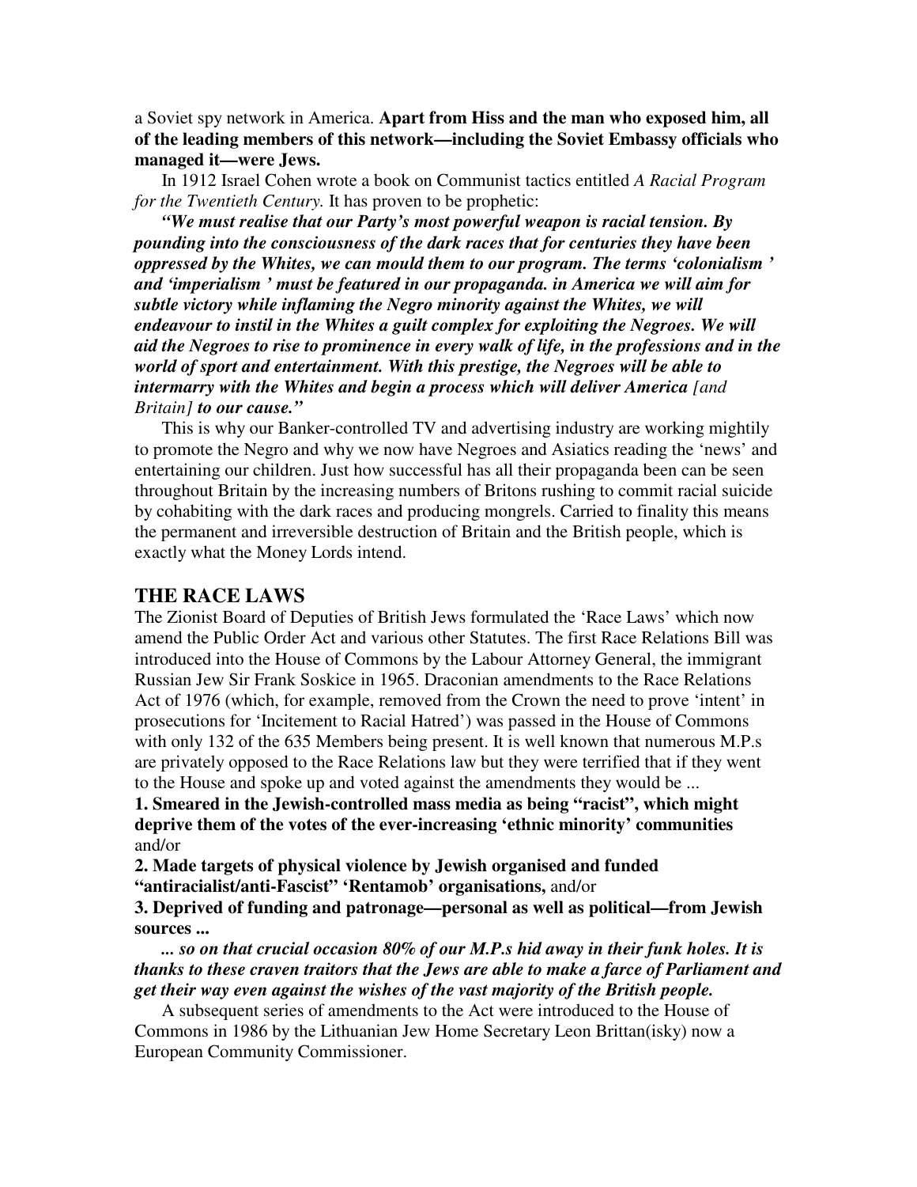a Soviet spy network in America. **Apart from Hiss and the man who exposed him, all of the leading members of this network—including the Soviet Embassy officials who managed it—were Jews.**

In 1912 Israel Cohen wrote a book on Communist tactics entitled *A Racial Program for the Twentieth Century.* It has proven to be prophetic:

***"We must realise that our Party's most powerful weapon is racial tension. By pounding into the consciousness of the dark races that for centuries they have been oppressed by the Whites, we can mould them to our program. The terms 'colonialism ' and 'imperialism ' must be featured in our propaganda. in America we will aim for subtle victory while inflaming the Negro minority against the Whites, we will endeavour to instil in the Whites a guilt complex for exploiting the Negroes. We will aid the Negroes to rise to prominence in every walk of life, in the professions and in the world of sport and entertainment. With this prestige, the Negroes will be able to intermarry with the Whites and begin a process which will deliver America*** *[and Britain]* ***to our cause."***

This is why our Banker-controlled TV and advertising industry are working mightily to promote the Negro and why we now have Negroes and Asiatics reading the 'news' and entertaining our children. Just how successful has all their propaganda been can be seen throughout Britain by the increasing numbers of Britons rushing to commit racial suicide by cohabiting with the dark races and producing mongrels. Carried to finality this means the permanent and irreversible destruction of Britain and the British people, which is exactly what the Money Lords intend.

## THE RACE LAWS

The Zionist Board of Deputies of British Jews formulated the 'Race Laws' which now amend the Public Order Act and various other Statutes. The first Race Relations Bill was introduced into the House of Commons by the Labour Attorney General, the immigrant Russian Jew Sir Frank Soskice in 1965. Draconian amendments to the Race Relations Act of 1976 (which, for example, removed from the Crown the need to prove 'intent' in prosecutions for 'Incitement to Racial Hatred') was passed in the House of Commons with only 132 of the 635 Members being present. It is well known that numerous M.P.s are privately opposed to the Race Relations law but they were terrified that if they went to the House and spoke up and voted against the amendments they would be ...

**1. Smeared in the Jewish-controlled mass media as being "racist", which might deprive them of the votes of the ever-increasing 'ethnic minority' communities** and/or

**2. Made targets of physical violence by Jewish organised and funded "antiracialist/anti-Fascist" 'Rentamob' organisations,** and/or

**3. Deprived of funding and patronage—personal as well as political—from Jewish sources ...**

***... so on that crucial occasion 80% of our M.P.s hid away in their funk holes. It is thanks to these craven traitors that the Jews are able to make a farce of Parliament and get their way even against the wishes of the vast majority of the British people.***

A subsequent series of amendments to the Act were introduced to the House of Commons in 1986 by the Lithuanian Jew Home Secretary Leon Brittan(isky) now a European Community Commissioner.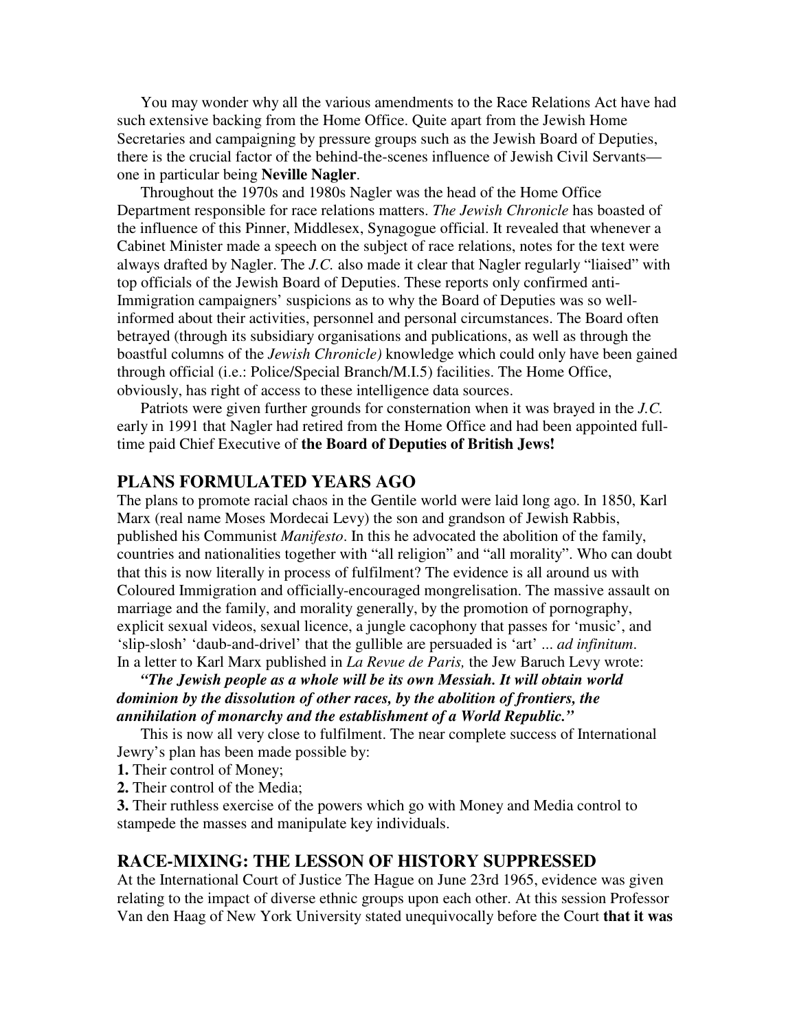You may wonder why all the various amendments to the Race Relations Act have had such extensive backing from the Home Office. Quite apart from the Jewish Home Secretaries and campaigning by pressure groups such as the Jewish Board of Deputies, there is the crucial factor of the behind-the-scenes influence of Jewish Civil Servants—one in particular being **Neville Nagler**.

Throughout the 1970s and 1980s Nagler was the head of the Home Office Department responsible for race relations matters. *The Jewish Chronicle* has boasted of the influence of this Pinner, Middlesex, Synagogue official. It revealed that whenever a Cabinet Minister made a speech on the subject of race relations, notes for the text were always drafted by Nagler. The *J.C.* also made it clear that Nagler regularly "liaised" with top officials of the Jewish Board of Deputies. These reports only confirmed anti-Immigration campaigners' suspicions as to why the Board of Deputies was so well-informed about their activities, personnel and personal circumstances. The Board often betrayed (through its subsidiary organisations and publications, as well as through the boastful columns of the *Jewish Chronicle)* knowledge which could only have been gained through official (i.e.: Police/Special Branch/M.I.5) facilities. The Home Office, obviously, has right of access to these intelligence data sources.

Patriots were given further grounds for consternation when it was brayed in the *J.C.* early in 1991 that Nagler had retired from the Home Office and had been appointed full-time paid Chief Executive of **the Board of Deputies of British Jews!**

## PLANS FORMULATED YEARS AGO

The plans to promote racial chaos in the Gentile world were laid long ago. In 1850, Karl Marx (real name Moses Mordecai Levy) the son and grandson of Jewish Rabbis, published his Communist *Manifesto*. In this he advocated the abolition of the family, countries and nationalities together with "all religion" and "all morality". Who can doubt that this is now literally in process of fulfilment? The evidence is all around us with Coloured Immigration and officially-encouraged mongrelisation. The massive assault on marriage and the family, and morality generally, by the promotion of pornography, explicit sexual videos, sexual licence, a jungle cacophony that passes for 'music', and 'slip-slosh' 'daub-and-drivel' that the gullible are persuaded is 'art' ... *ad infinitum*.
In a letter to Karl Marx published in *La Revue de Paris,* the Jew Baruch Levy wrote:

***"The Jewish people as a whole will be its own Messiah. It will obtain world dominion by the dissolution of other races, by the abolition of frontiers, the annihilation of monarchy and the establishment of a World Republic."***

This is now all very close to fulfilment. The near complete success of International Jewry's plan has been made possible by:

**1.** Their control of Money;
**2.** Their control of the Media;
**3.** Their ruthless exercise of the powers which go with Money and Media control to stampede the masses and manipulate key individuals.

## RACE-MIXING: THE LESSON OF HISTORY SUPPRESSED

At the International Court of Justice The Hague on June 23rd 1965, evidence was given relating to the impact of diverse ethnic groups upon each other. At this session Professor Van den Haag of New York University stated unequivocally before the Court **that it was**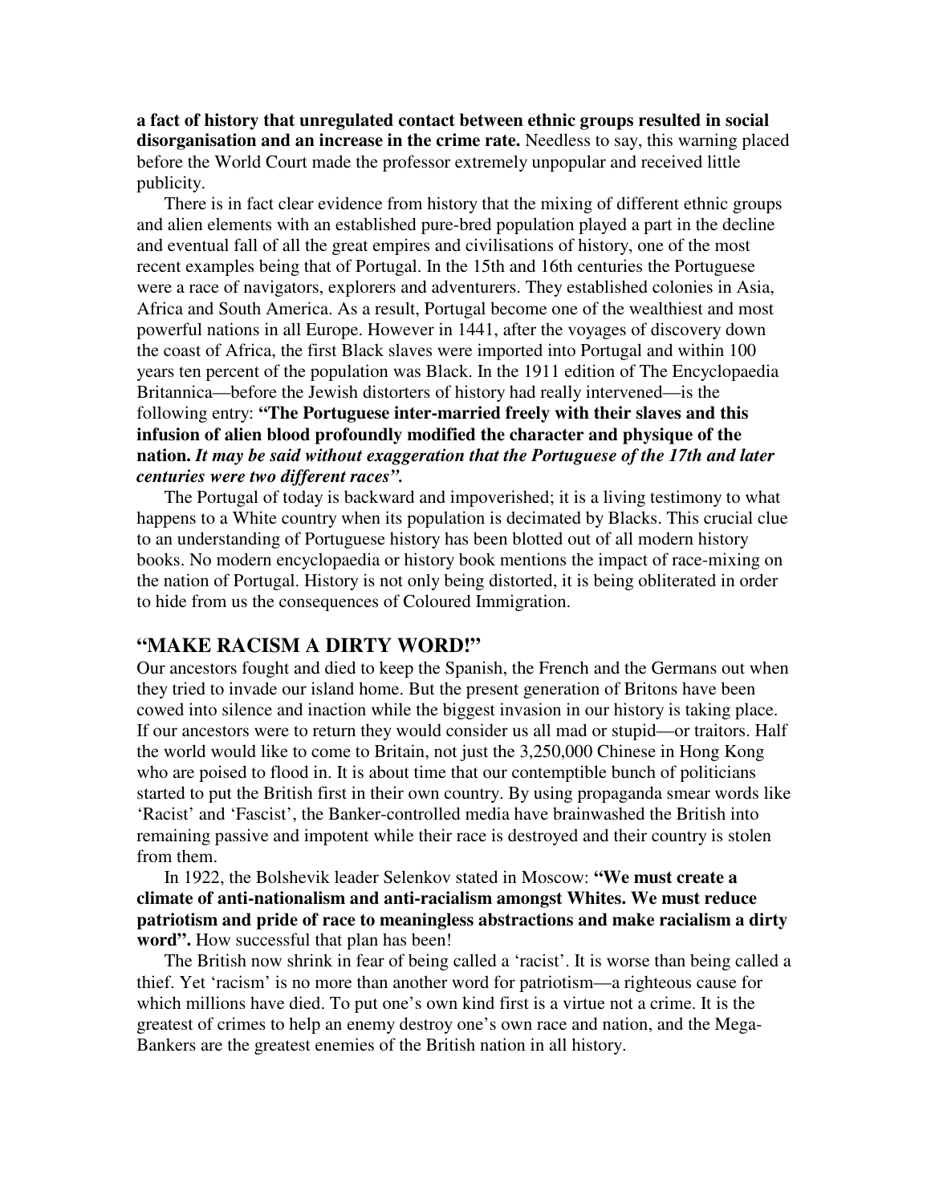**a fact of history that unregulated contact between ethnic groups resulted in social disorganisation and an increase in the crime rate.** Needless to say, this warning placed before the World Court made the professor extremely unpopular and received little publicity.

There is in fact clear evidence from history that the mixing of different ethnic groups and alien elements with an established pure-bred population played a part in the decline and eventual fall of all the great empires and civilisations of history, one of the most recent examples being that of Portugal. In the 15th and 16th centuries the Portuguese were a race of navigators, explorers and adventurers. They established colonies in Asia, Africa and South America. As a result, Portugal become one of the wealthiest and most powerful nations in all Europe. However in 1441, after the voyages of discovery down the coast of Africa, the first Black slaves were imported into Portugal and within 100 years ten percent of the population was Black. In the 1911 edition of The Encyclopaedia Britannica—before the Jewish distorters of history had really intervened—is the following entry: **"The Portuguese inter-married freely with their slaves and this infusion of alien blood profoundly modified the character and physique of the nation.** ***It may be said without exaggeration that the Portuguese of the 17th and later centuries were two different races".***

The Portugal of today is backward and impoverished; it is a living testimony to what happens to a White country when its population is decimated by Blacks. This crucial clue to an understanding of Portuguese history has been blotted out of all modern history books. No modern encyclopaedia or history book mentions the impact of race-mixing on the nation of Portugal. History is not only being distorted, it is being obliterated in order to hide from us the consequences of Coloured Immigration.

## "MAKE RACISM A DIRTY WORD!"

Our ancestors fought and died to keep the Spanish, the French and the Germans out when they tried to invade our island home. But the present generation of Britons have been cowed into silence and inaction while the biggest invasion in our history is taking place. If our ancestors were to return they would consider us all mad or stupid—or traitors. Half the world would like to come to Britain, not just the 3,250,000 Chinese in Hong Kong who are poised to flood in. It is about time that our contemptible bunch of politicians started to put the British first in their own country. By using propaganda smear words like 'Racist' and 'Fascist', the Banker-controlled media have brainwashed the British into remaining passive and impotent while their race is destroyed and their country is stolen from them.

In 1922, the Bolshevik leader Selenkov stated in Moscow: **"We must create a climate of anti-nationalism and anti-racialism amongst Whites. We must reduce patriotism and pride of race to meaningless abstractions and make racialism a dirty word".** How successful that plan has been!

The British now shrink in fear of being called a 'racist'. It is worse than being called a thief. Yet 'racism' is no more than another word for patriotism—a righteous cause for which millions have died. To put one's own kind first is a virtue not a crime. It is the greatest of crimes to help an enemy destroy one's own race and nation, and the Mega-Bankers are the greatest enemies of the British nation in all history.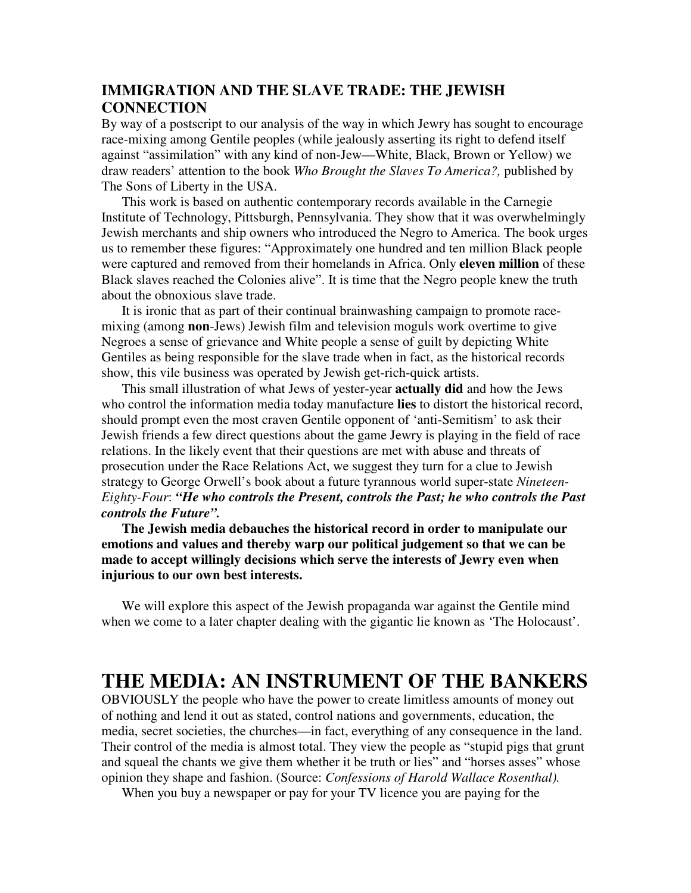## IMMIGRATION AND THE SLAVE TRADE: THE JEWISH CONNECTION

By way of a postscript to our analysis of the way in which Jewry has sought to encourage race-mixing among Gentile peoples (while jealously asserting its right to defend itself against "assimilation" with any kind of non-Jew—White, Black, Brown or Yellow) we draw readers' attention to the book *Who Brought the Slaves To America?,* published by The Sons of Liberty in the USA.

This work is based on authentic contemporary records available in the Carnegie Institute of Technology, Pittsburgh, Pennsylvania. They show that it was overwhelmingly Jewish merchants and ship owners who introduced the Negro to America. The book urges us to remember these figures: "Approximately one hundred and ten million Black people were captured and removed from their homelands in Africa. Only **eleven million** of these Black slaves reached the Colonies alive". It is time that the Negro people knew the truth about the obnoxious slave trade.

It is ironic that as part of their continual brainwashing campaign to promote race-mixing (among **non**-Jews) Jewish film and television moguls work overtime to give Negroes a sense of grievance and White people a sense of guilt by depicting White Gentiles as being responsible for the slave trade when in fact, as the historical records show, this vile business was operated by Jewish get-rich-quick artists.

This small illustration of what Jews of yester-year **actually did** and how the Jews who control the information media today manufacture **lies** to distort the historical record, should prompt even the most craven Gentile opponent of 'anti-Semitism' to ask their Jewish friends a few direct questions about the game Jewry is playing in the field of race relations. In the likely event that their questions are met with abuse and threats of prosecution under the Race Relations Act, we suggest they turn for a clue to Jewish strategy to George Orwell's book about a future tyrannous world super-state *Nineteen-Eighty-Four*: ***"He who controls the Present, controls the Past; he who controls the Past controls the Future".***

**The Jewish media debauches the historical record in order to manipulate our emotions and values and thereby warp our political judgement so that we can be made to accept willingly decisions which serve the interests of Jewry even when injurious to our own best interests.**

We will explore this aspect of the Jewish propaganda war against the Gentile mind when we come to a later chapter dealing with the gigantic lie known as 'The Holocaust'.

# THE MEDIA: AN INSTRUMENT OF THE BANKERS

OBVIOUSLY the people who have the power to create limitless amounts of money out of nothing and lend it out as stated, control nations and governments, education, the media, secret societies, the churches—in fact, everything of any consequence in the land. Their control of the media is almost total. They view the people as "stupid pigs that grunt and squeal the chants we give them whether it be truth or lies" and "horses asses" whose opinion they shape and fashion. (Source: *Confessions of Harold Wallace Rosenthal).*

When you buy a newspaper or pay for your TV licence you are paying for the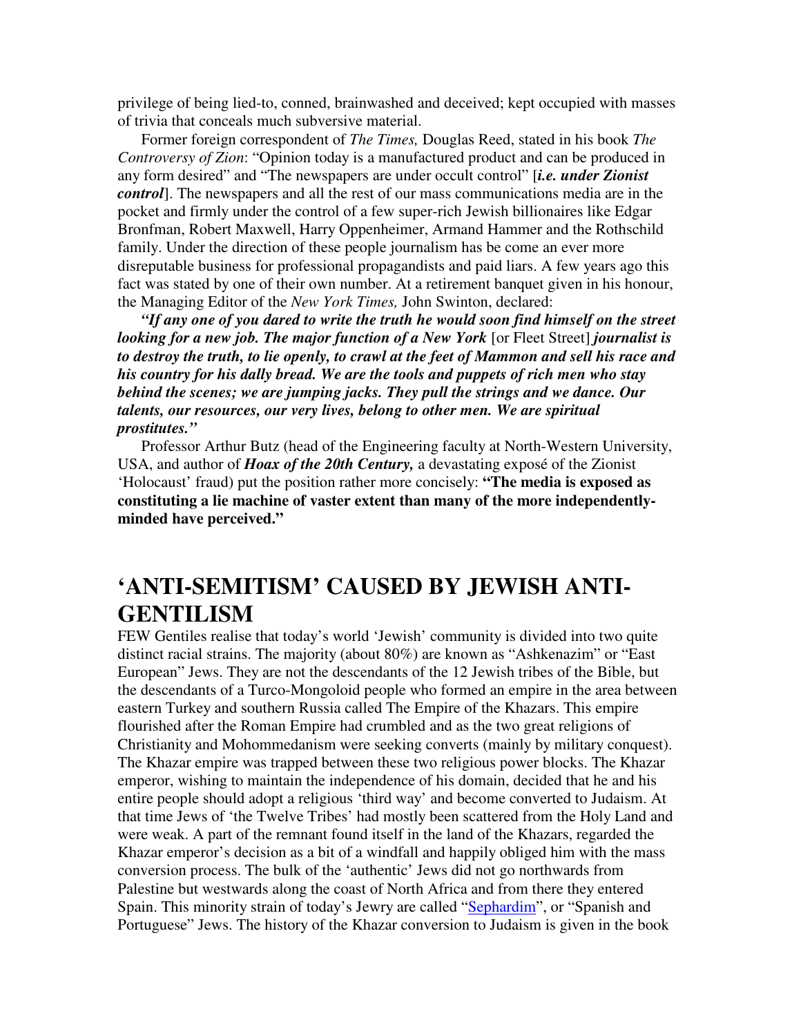privilege of being lied-to, conned, brainwashed and deceived; kept occupied with masses of trivia that conceals much subversive material.

Former foreign correspondent of *The Times,* Douglas Reed, stated in his book *The Controversy of Zion*: "Opinion today is a manufactured product and can be produced in any form desired" and "The newspapers are under occult control" [***i.e. under Zionist control***]. The newspapers and all the rest of our mass communications media are in the pocket and firmly under the control of a few super-rich Jewish billionaires like Edgar Bronfman, Robert Maxwell, Harry Oppenheimer, Armand Hammer and the Rothschild family. Under the direction of these people journalism has be come an ever more disreputable business for professional propagandists and paid liars. A few years ago this fact was stated by one of their own number. At a retirement banquet given in his honour, the Managing Editor of the *New York Times,* John Swinton, declared:

***"If any one of you dared to write the truth he would soon find himself on the street looking for a new job. The major function of a New York*** [or Fleet Street] ***journalist is to destroy the truth, to lie openly, to crawl at the feet of Mammon and sell his race and his country for his dally bread. We are the tools and puppets of rich men who stay behind the scenes; we are jumping jacks. They pull the strings and we dance. Our talents, our resources, our very lives, belong to other men. We are spiritual prostitutes."***

Professor Arthur Butz (head of the Engineering faculty at North-Western University, USA, and author of ***Hoax of the 20th Century,*** a devastating exposé of the Zionist 'Holocaust' fraud) put the position rather more concisely: **"The media is exposed as constituting a lie machine of vaster extent than many of the more independently-minded have perceived."**

# 'ANTI-SEMITISM' CAUSED BY JEWISH ANTI-GENTILISM

FEW Gentiles realise that today's world 'Jewish' community is divided into two quite distinct racial strains. The majority (about 80%) are known as "Ashkenazim" or "East European" Jews. They are not the descendants of the 12 Jewish tribes of the Bible, but the descendants of a Turco-Mongoloid people who formed an empire in the area between eastern Turkey and southern Russia called The Empire of the Khazars. This empire flourished after the Roman Empire had crumbled and as the two great religions of Christianity and Mohommedanism were seeking converts (mainly by military conquest). The Khazar empire was trapped between these two religious power blocks. The Khazar emperor, wishing to maintain the independence of his domain, decided that he and his entire people should adopt a religious 'third way' and become converted to Judaism. At that time Jews of 'the Twelve Tribes' had mostly been scattered from the Holy Land and were weak. A part of the remnant found itself in the land of the Khazars, regarded the Khazar emperor's decision as a bit of a windfall and happily obliged him with the mass conversion process. The bulk of the 'authentic' Jews did not go northwards from Palestine but westwards along the coast of North Africa and from there they entered Spain. This minority strain of today's Jewry are called "Sephardim", or "Spanish and Portuguese" Jews. The history of the Khazar conversion to Judaism is given in the book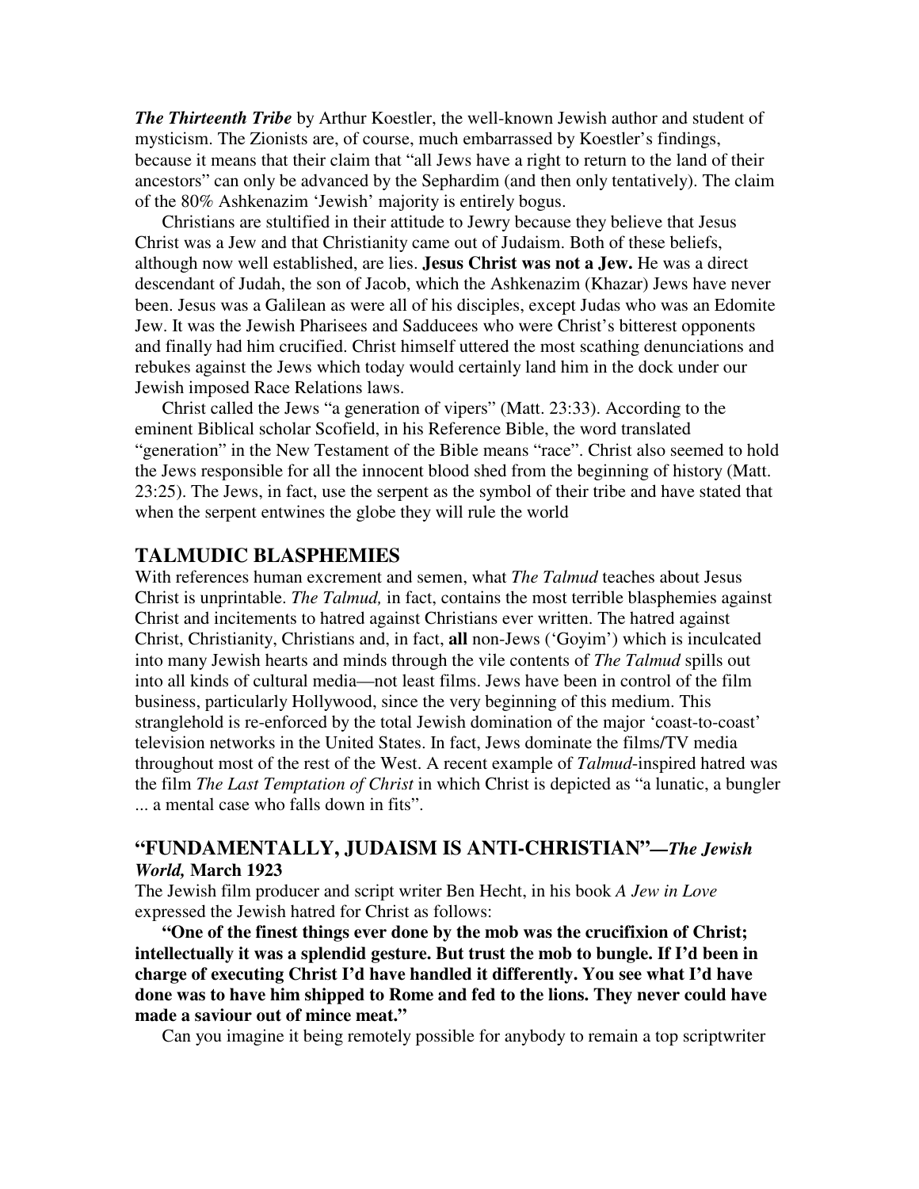*The Thirteenth Tribe* by Arthur Koestler, the well-known Jewish author and student of mysticism. The Zionists are, of course, much embarrassed by Koestler's findings, because it means that their claim that "all Jews have a right to return to the land of their ancestors" can only be advanced by the Sephardim (and then only tentatively). The claim of the 80% Ashkenazim 'Jewish' majority is entirely bogus.

Christians are stultified in their attitude to Jewry because they believe that Jesus Christ was a Jew and that Christianity came out of Judaism. Both of these beliefs, although now well established, are lies. **Jesus Christ was not a Jew.** He was a direct descendant of Judah, the son of Jacob, which the Ashkenazim (Khazar) Jews have never been. Jesus was a Galilean as were all of his disciples, except Judas who was an Edomite Jew. It was the Jewish Pharisees and Sadducees who were Christ's bitterest opponents and finally had him crucified. Christ himself uttered the most scathing denunciations and rebukes against the Jews which today would certainly land him in the dock under our Jewish imposed Race Relations laws.

Christ called the Jews "a generation of vipers" (Matt. 23:33). According to the eminent Biblical scholar Scofield, in his Reference Bible, the word translated "generation" in the New Testament of the Bible means "race". Christ also seemed to hold the Jews responsible for all the innocent blood shed from the beginning of history (Matt. 23:25). The Jews, in fact, use the serpent as the symbol of their tribe and have stated that when the serpent entwines the globe they will rule the world

## TALMUDIC BLASPHEMIES

With references human excrement and semen, what *The Talmud* teaches about Jesus Christ is unprintable. *The Talmud,* in fact, contains the most terrible blasphemies against Christ and incitements to hatred against Christians ever written. The hatred against Christ, Christianity, Christians and, in fact, **all** non-Jews ('Goyim') which is inculcated into many Jewish hearts and minds through the vile contents of *The Talmud* spills out into all kinds of cultural media—not least films. Jews have been in control of the film business, particularly Hollywood, since the very beginning of this medium. This stranglehold is re-enforced by the total Jewish domination of the major 'coast-to-coast' television networks in the United States. In fact, Jews dominate the films/TV media throughout most of the rest of the West. A recent example of *Talmud*-inspired hatred was the film *The Last Temptation of Christ* in which Christ is depicted as "a lunatic, a bungler ... a mental case who falls down in fits".

## "FUNDAMENTALLY, JUDAISM IS ANTI-CHRISTIAN"—*The Jewish World,* March 1923

The Jewish film producer and script writer Ben Hecht, in his book *A Jew in Love* expressed the Jewish hatred for Christ as follows:

**"One of the finest things ever done by the mob was the crucifixion of Christ; intellectually it was a splendid gesture. But trust the mob to bungle. If I'd been in charge of executing Christ I'd have handled it differently. You see what I'd have done was to have him shipped to Rome and fed to the lions. They never could have made a saviour out of mince meat."**

Can you imagine it being remotely possible for anybody to remain a top scriptwriter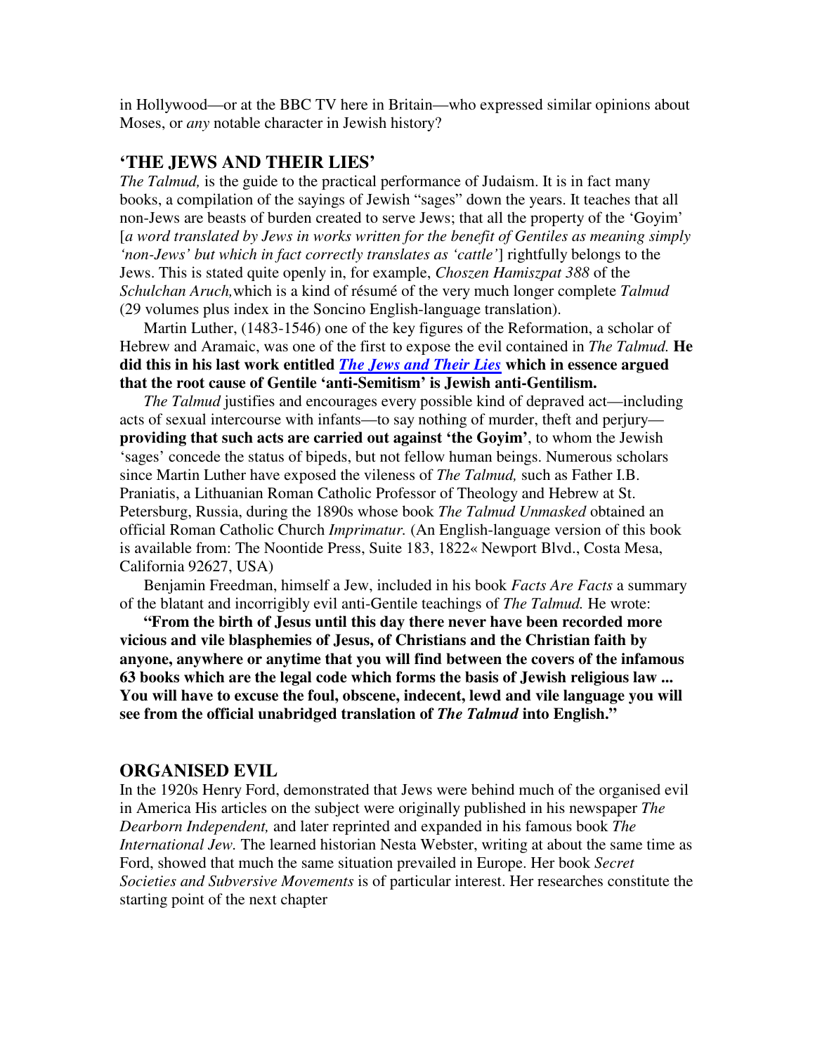in Hollywood—or at the BBC TV here in Britain—who expressed similar opinions about Moses, or *any* notable character in Jewish history?

## 'THE JEWS AND THEIR LIES'

*The Talmud,* is the guide to the practical performance of Judaism. It is in fact many books, a compilation of the sayings of Jewish "sages" down the years. It teaches that all non-Jews are beasts of burden created to serve Jews; that all the property of the 'Goyim' [*a word translated by Jews in works written for the benefit of Gentiles as meaning simply 'non-Jews' but which in fact correctly translates as 'cattle'*] rightfully belongs to the Jews. This is stated quite openly in, for example, *Choszen Hamiszpat 388* of the *Schulchan Aruch,* which is a kind of résumé of the very much longer complete *Talmud* (29 volumes plus index in the Soncino English-language translation).

Martin Luther, (1483-1546) one of the key figures of the Reformation, a scholar of Hebrew and Aramaic, was one of the first to expose the evil contained in *The Talmud.* **He did this in his last work entitled *The Jews and Their Lies* which in essence argued that the root cause of Gentile 'anti-Semitism' is Jewish anti-Gentilism.**

*The Talmud* justifies and encourages every possible kind of depraved act—including acts of sexual intercourse with infants—to say nothing of murder, theft and perjury—**providing that such acts are carried out against 'the Goyim'**, to whom the Jewish 'sages' concede the status of bipeds, but not fellow human beings. Numerous scholars since Martin Luther have exposed the vileness of *The Talmud,* such as Father I.B. Praniatis, a Lithuanian Roman Catholic Professor of Theology and Hebrew at St. Petersburg, Russia, during the 1890s whose book *The Talmud Unmasked* obtained an official Roman Catholic Church *Imprimatur.* (An English-language version of this book is available from: The Noontide Press, Suite 183, 1822« Newport Blvd., Costa Mesa, California 92627, USA)

Benjamin Freedman, himself a Jew, included in his book *Facts Are Facts* a summary of the blatant and incorrigibly evil anti-Gentile teachings of *The Talmud.* He wrote:

**"From the birth of Jesus until this day there never have been recorded more vicious and vile blasphemies of Jesus, of Christians and the Christian faith by anyone, anywhere or anytime that you will find between the covers of the infamous 63 books which are the legal code which forms the basis of Jewish religious law ... You will have to excuse the foul, obscene, indecent, lewd and vile language you will see from the official unabridged translation of *The Talmud* into English."**

## ORGANISED EVIL

In the 1920s Henry Ford, demonstrated that Jews were behind much of the organised evil in America His articles on the subject were originally published in his newspaper *The Dearborn Independent,* and later reprinted and expanded in his famous book *The International Jew.* The learned historian Nesta Webster, writing at about the same time as Ford, showed that much the same situation prevailed in Europe. Her book *Secret Societies and Subversive Movements* is of particular interest. Her researches constitute the starting point of the next chapter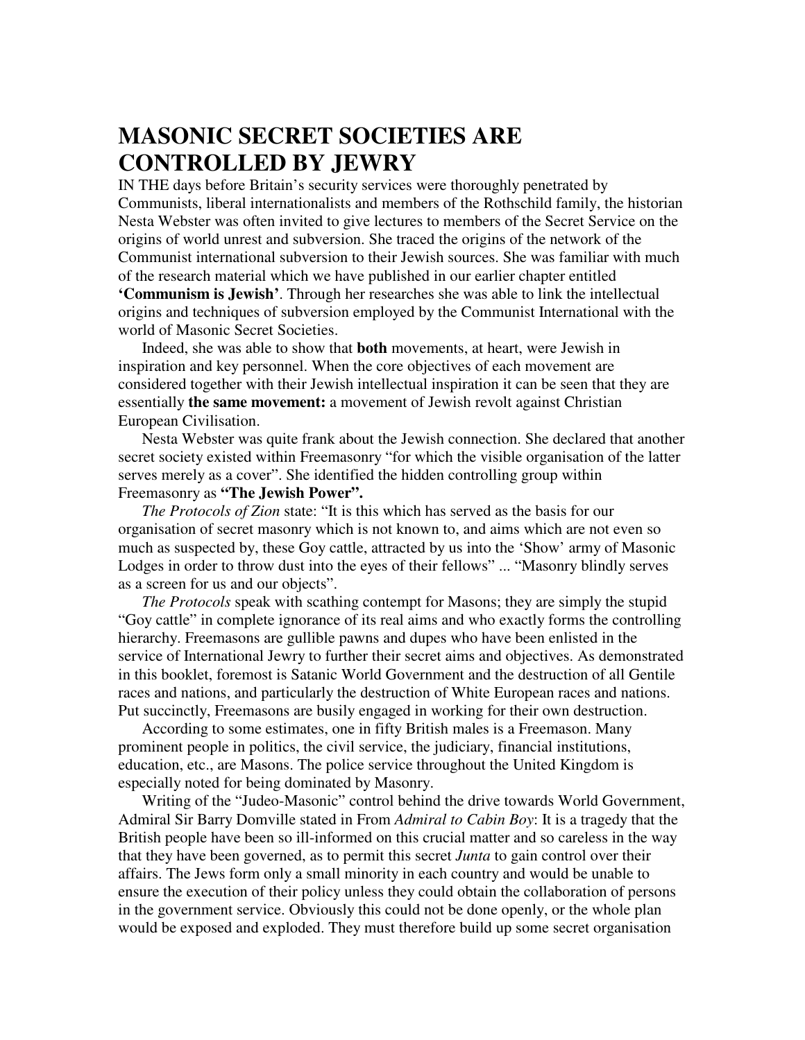# MASONIC SECRET SOCIETIES ARE CONTROLLED BY JEWRY

IN THE days before Britain's security services were thoroughly penetrated by Communists, liberal internationalists and members of the Rothschild family, the historian Nesta Webster was often invited to give lectures to members of the Secret Service on the origins of world unrest and subversion. She traced the origins of the network of the Communist international subversion to their Jewish sources. She was familiar with much of the research material which we have published in our earlier chapter entitled **'Communism is Jewish'**. Through her researches she was able to link the intellectual origins and techniques of subversion employed by the Communist International with the world of Masonic Secret Societies.

Indeed, she was able to show that **both** movements, at heart, were Jewish in inspiration and key personnel. When the core objectives of each movement are considered together with their Jewish intellectual inspiration it can be seen that they are essentially **the same movement:** a movement of Jewish revolt against Christian European Civilisation.

Nesta Webster was quite frank about the Jewish connection. She declared that another secret society existed within Freemasonry "for which the visible organisation of the latter serves merely as a cover". She identified the hidden controlling group within Freemasonry as **"The Jewish Power".**

*The Protocols of Zion* state: "It is this which has served as the basis for our organisation of secret masonry which is not known to, and aims which are not even so much as suspected by, these Goy cattle, attracted by us into the 'Show' army of Masonic Lodges in order to throw dust into the eyes of their fellows" ... "Masonry blindly serves as a screen for us and our objects".

*The Protocols* speak with scathing contempt for Masons; they are simply the stupid "Goy cattle" in complete ignorance of its real aims and who exactly forms the controlling hierarchy. Freemasons are gullible pawns and dupes who have been enlisted in the service of International Jewry to further their secret aims and objectives. As demonstrated in this booklet, foremost is Satanic World Government and the destruction of all Gentile races and nations, and particularly the destruction of White European races and nations. Put succinctly, Freemasons are busily engaged in working for their own destruction.

According to some estimates, one in fifty British males is a Freemason. Many prominent people in politics, the civil service, the judiciary, financial institutions, education, etc., are Masons. The police service throughout the United Kingdom is especially noted for being dominated by Masonry.

Writing of the "Judeo-Masonic" control behind the drive towards World Government, Admiral Sir Barry Domville stated in From *Admiral to Cabin Boy*: It is a tragedy that the British people have been so ill-informed on this crucial matter and so careless in the way that they have been governed, as to permit this secret *Junta* to gain control over their affairs. The Jews form only a small minority in each country and would be unable to ensure the execution of their policy unless they could obtain the collaboration of persons in the government service. Obviously this could not be done openly, or the whole plan would be exposed and exploded. They must therefore build up some secret organisation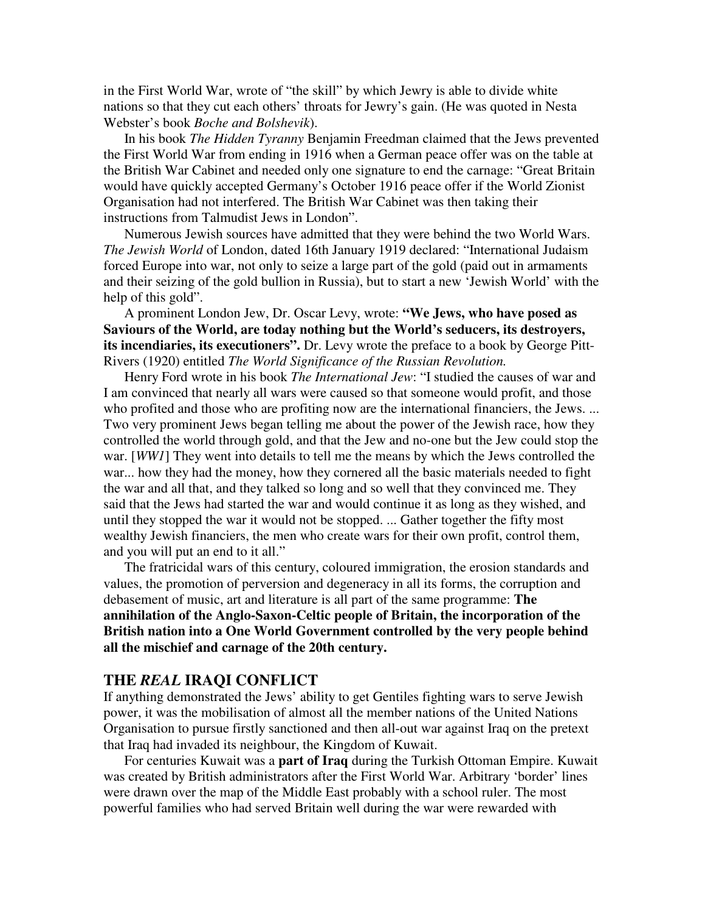in the First World War, wrote of "the skill" by which Jewry is able to divide white nations so that they cut each others' throats for Jewry's gain. (He was quoted in Nesta Webster's book *Boche and Bolshevik*).

In his book *The Hidden Tyranny* Benjamin Freedman claimed that the Jews prevented the First World War from ending in 1916 when a German peace offer was on the table at the British War Cabinet and needed only one signature to end the carnage: "Great Britain would have quickly accepted Germany's October 1916 peace offer if the World Zionist Organisation had not interfered. The British War Cabinet was then taking their instructions from Talmudist Jews in London".

Numerous Jewish sources have admitted that they were behind the two World Wars. *The Jewish World* of London, dated 16th January 1919 declared: "International Judaism forced Europe into war, not only to seize a large part of the gold (paid out in armaments and their seizing of the gold bullion in Russia), but to start a new 'Jewish World' with the help of this gold".

A prominent London Jew, Dr. Oscar Levy, wrote: **"We Jews, who have posed as Saviours of the World, are today nothing but the World's seducers, its destroyers, its incendiaries, its executioners".** Dr. Levy wrote the preface to a book by George Pitt-Rivers (1920) entitled *The World Significance of the Russian Revolution.*

Henry Ford wrote in his book *The International Jew*: "I studied the causes of war and I am convinced that nearly all wars were caused so that someone would profit, and those who profited and those who are profiting now are the international financiers, the Jews. ... Two very prominent Jews began telling me about the power of the Jewish race, how they controlled the world through gold, and that the Jew and no-one but the Jew could stop the war. [*WW1*] They went into details to tell me the means by which the Jews controlled the war... how they had the money, how they cornered all the basic materials needed to fight the war and all that, and they talked so long and so well that they convinced me. They said that the Jews had started the war and would continue it as long as they wished, and until they stopped the war it would not be stopped. ... Gather together the fifty most wealthy Jewish financiers, the men who create wars for their own profit, control them, and you will put an end to it all."

The fratricidal wars of this century, coloured immigration, the erosion standards and values, the promotion of perversion and degeneracy in all its forms, the corruption and debasement of music, art and literature is all part of the same programme: **The annihilation of the Anglo-Saxon-Celtic people of Britain, the incorporation of the British nation into a One World Government controlled by the very people behind all the mischief and carnage of the 20th century.**

## THE *REAL* IRAQI CONFLICT

If anything demonstrated the Jews' ability to get Gentiles fighting wars to serve Jewish power, it was the mobilisation of almost all the member nations of the United Nations Organisation to pursue firstly sanctioned and then all-out war against Iraq on the pretext that Iraq had invaded its neighbour, the Kingdom of Kuwait.

For centuries Kuwait was a **part of Iraq** during the Turkish Ottoman Empire. Kuwait was created by British administrators after the First World War. Arbitrary 'border' lines were drawn over the map of the Middle East probably with a school ruler. The most powerful families who had served Britain well during the war were rewarded with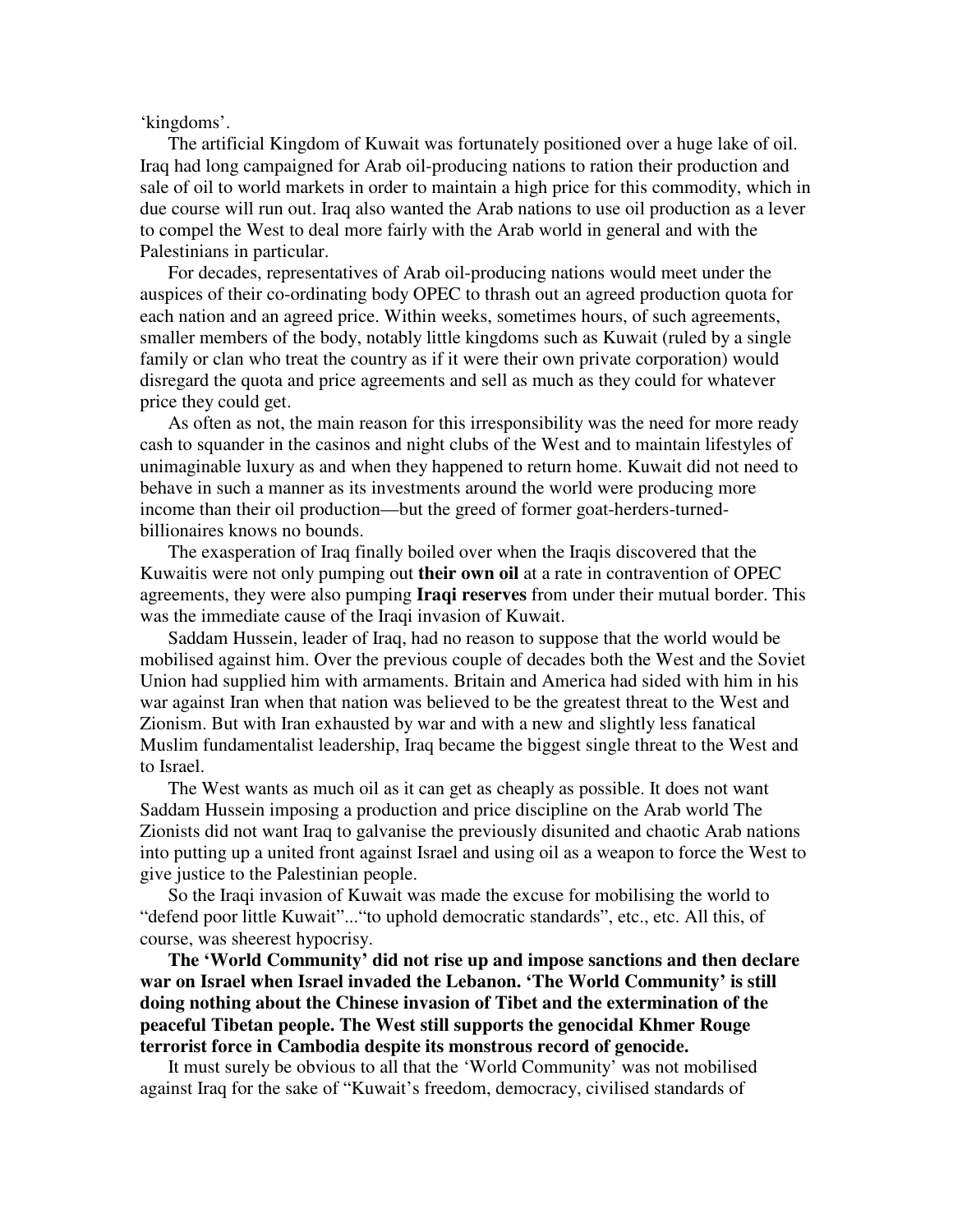'kingdoms'.

The artificial Kingdom of Kuwait was fortunately positioned over a huge lake of oil. Iraq had long campaigned for Arab oil-producing nations to ration their production and sale of oil to world markets in order to maintain a high price for this commodity, which in due course will run out. Iraq also wanted the Arab nations to use oil production as a lever to compel the West to deal more fairly with the Arab world in general and with the Palestinians in particular.

For decades, representatives of Arab oil-producing nations would meet under the auspices of their co-ordinating body OPEC to thrash out an agreed production quota for each nation and an agreed price. Within weeks, sometimes hours, of such agreements, smaller members of the body, notably little kingdoms such as Kuwait (ruled by a single family or clan who treat the country as if it were their own private corporation) would disregard the quota and price agreements and sell as much as they could for whatever price they could get.

As often as not, the main reason for this irresponsibility was the need for more ready cash to squander in the casinos and night clubs of the West and to maintain lifestyles of unimaginable luxury as and when they happened to return home. Kuwait did not need to behave in such a manner as its investments around the world were producing more income than their oil production—but the greed of former goat-herders-turned-billionaires knows no bounds.

The exasperation of Iraq finally boiled over when the Iraqis discovered that the Kuwaitis were not only pumping out **their own oil** at a rate in contravention of OPEC agreements, they were also pumping **Iraqi reserves** from under their mutual border. This was the immediate cause of the Iraqi invasion of Kuwait.

Saddam Hussein, leader of Iraq, had no reason to suppose that the world would be mobilised against him. Over the previous couple of decades both the West and the Soviet Union had supplied him with armaments. Britain and America had sided with him in his war against Iran when that nation was believed to be the greatest threat to the West and Zionism. But with Iran exhausted by war and with a new and slightly less fanatical Muslim fundamentalist leadership, Iraq became the biggest single threat to the West and to Israel.

The West wants as much oil as it can get as cheaply as possible. It does not want Saddam Hussein imposing a production and price discipline on the Arab world The Zionists did not want Iraq to galvanise the previously disunited and chaotic Arab nations into putting up a united front against Israel and using oil as a weapon to force the West to give justice to the Palestinian people.

So the Iraqi invasion of Kuwait was made the excuse for mobilising the world to "defend poor little Kuwait"..."to uphold democratic standards", etc., etc. All this, of course, was sheerest hypocrisy.

**The 'World Community' did not rise up and impose sanctions and then declare war on Israel when Israel invaded the Lebanon. 'The World Community' is still doing nothing about the Chinese invasion of Tibet and the extermination of the peaceful Tibetan people. The West still supports the genocidal Khmer Rouge terrorist force in Cambodia despite its monstrous record of genocide.**

It must surely be obvious to all that the 'World Community' was not mobilised against Iraq for the sake of "Kuwait's freedom, democracy, civilised standards of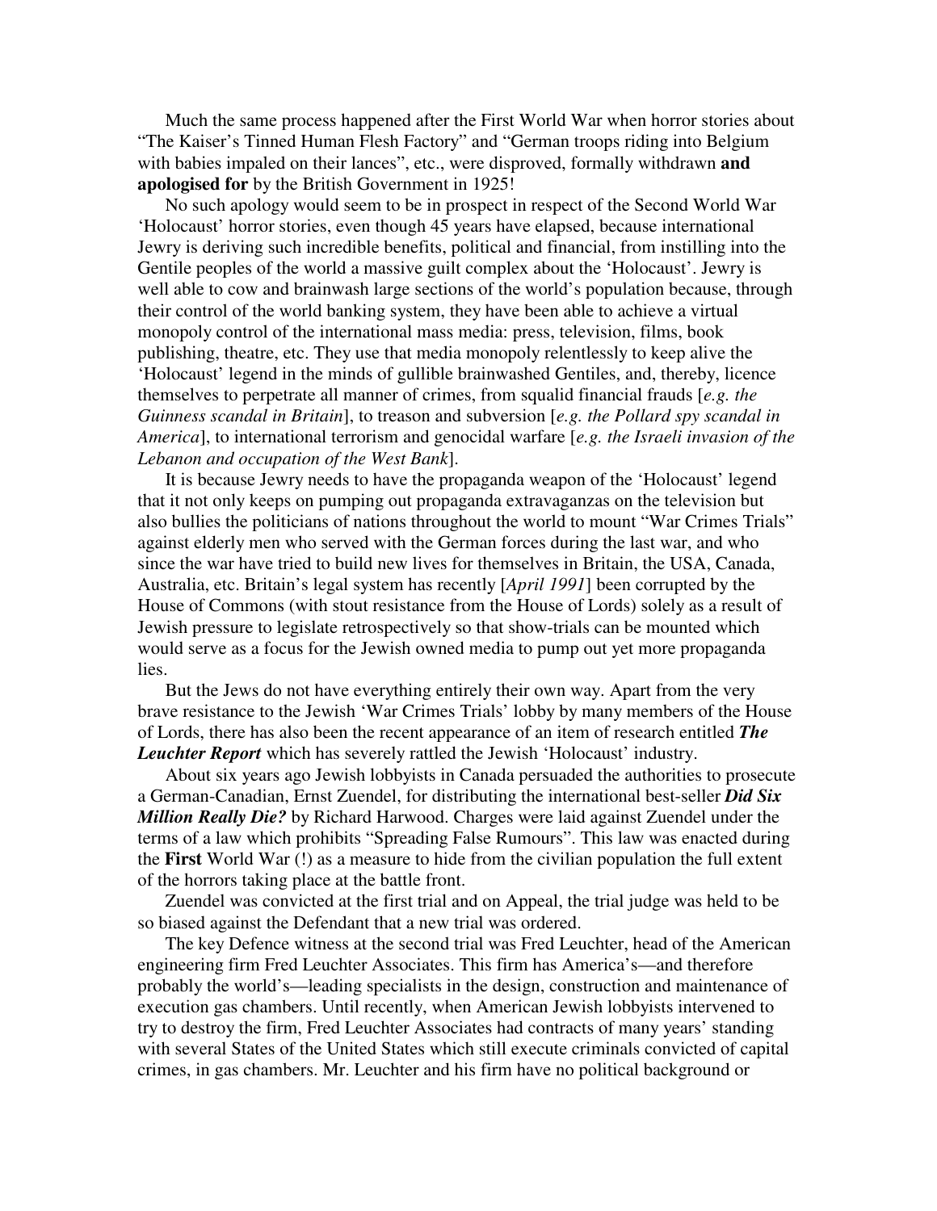Much the same process happened after the First World War when horror stories about "The Kaiser's Tinned Human Flesh Factory" and "German troops riding into Belgium with babies impaled on their lances", etc., were disproved, formally withdrawn **and apologised for** by the British Government in 1925!

No such apology would seem to be in prospect in respect of the Second World War 'Holocaust' horror stories, even though 45 years have elapsed, because international Jewry is deriving such incredible benefits, political and financial, from instilling into the Gentile peoples of the world a massive guilt complex about the 'Holocaust'. Jewry is well able to cow and brainwash large sections of the world's population because, through their control of the world banking system, they have been able to achieve a virtual monopoly control of the international mass media: press, television, films, book publishing, theatre, etc. They use that media monopoly relentlessly to keep alive the 'Holocaust' legend in the minds of gullible brainwashed Gentiles, and, thereby, licence themselves to perpetrate all manner of crimes, from squalid financial frauds [*e.g. the Guinness scandal in Britain*], to treason and subversion [*e.g. the Pollard spy scandal in America*], to international terrorism and genocidal warfare [*e.g. the Israeli invasion of the Lebanon and occupation of the West Bank*].

It is because Jewry needs to have the propaganda weapon of the 'Holocaust' legend that it not only keeps on pumping out propaganda extravaganzas on the television but also bullies the politicians of nations throughout the world to mount "War Crimes Trials" against elderly men who served with the German forces during the last war, and who since the war have tried to build new lives for themselves in Britain, the USA, Canada, Australia, etc. Britain's legal system has recently [*April 1991*] been corrupted by the House of Commons (with stout resistance from the House of Lords) solely as a result of Jewish pressure to legislate retrospectively so that show-trials can be mounted which would serve as a focus for the Jewish owned media to pump out yet more propaganda lies.

But the Jews do not have everything entirely their own way. Apart from the very brave resistance to the Jewish 'War Crimes Trials' lobby by many members of the House of Lords, there has also been the recent appearance of an item of research entitled ***The Leuchter Report*** which has severely rattled the Jewish 'Holocaust' industry.

About six years ago Jewish lobbyists in Canada persuaded the authorities to prosecute a German-Canadian, Ernst Zuendel, for distributing the international best-seller ***Did Six Million Really Die?*** by Richard Harwood. Charges were laid against Zuendel under the terms of a law which prohibits "Spreading False Rumours". This law was enacted during the **First** World War (!) as a measure to hide from the civilian population the full extent of the horrors taking place at the battle front.

Zuendel was convicted at the first trial and on Appeal, the trial judge was held to be so biased against the Defendant that a new trial was ordered.

The key Defence witness at the second trial was Fred Leuchter, head of the American engineering firm Fred Leuchter Associates. This firm has America's—and therefore probably the world's—leading specialists in the design, construction and maintenance of execution gas chambers. Until recently, when American Jewish lobbyists intervened to try to destroy the firm, Fred Leuchter Associates had contracts of many years' standing with several States of the United States which still execute criminals convicted of capital crimes, in gas chambers. Mr. Leuchter and his firm have no political background or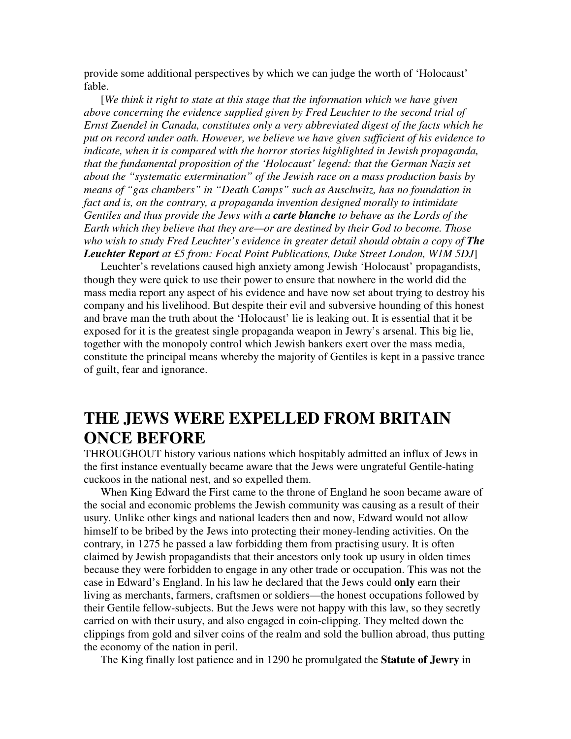provide some additional perspectives by which we can judge the worth of 'Holocaust' fable.

[*We think it right to state at this stage that the information which we have given above concerning the evidence supplied given by Fred Leuchter to the second trial of Ernst Zuendel in Canada, constitutes only a very abbreviated digest of the facts which he put on record under oath. However, we believe we have given sufficient of his evidence to indicate, when it is compared with the horror stories highlighted in Jewish propaganda, that the fundamental proposition of the 'Holocaust' legend: that the German Nazis set about the "systematic extermination" of the Jewish race on a mass production basis by means of "gas chambers" in "Death Camps" such as Auschwitz, has no foundation in fact and is, on the contrary, a propaganda invention designed morally to intimidate Gentiles and thus provide the Jews with a* ***carte blanche*** *to behave as the Lords of the Earth which they believe that they are—or are destined by their God to become. Those who wish to study Fred Leuchter's evidence in greater detail should obtain a copy of* ***The Leuchter Report*** *at £5 from: Focal Point Publications, Duke Street London, W1M 5DJ*]

Leuchter's revelations caused high anxiety among Jewish 'Holocaust' propagandists, though they were quick to use their power to ensure that nowhere in the world did the mass media report any aspect of his evidence and have now set about trying to destroy his company and his livelihood. But despite their evil and subversive hounding of this honest and brave man the truth about the 'Holocaust' lie is leaking out. It is essential that it be exposed for it is the greatest single propaganda weapon in Jewry's arsenal. This big lie, together with the monopoly control which Jewish bankers exert over the mass media, constitute the principal means whereby the majority of Gentiles is kept in a passive trance of guilt, fear and ignorance.

# THE JEWS WERE EXPELLED FROM BRITAIN ONCE BEFORE

THROUGHOUT history various nations which hospitably admitted an influx of Jews in the first instance eventually became aware that the Jews were ungrateful Gentile-hating cuckoos in the national nest, and so expelled them.

When King Edward the First came to the throne of England he soon became aware of the social and economic problems the Jewish community was causing as a result of their usury. Unlike other kings and national leaders then and now, Edward would not allow himself to be bribed by the Jews into protecting their money-lending activities. On the contrary, in 1275 he passed a law forbidding them from practising usury. It is often claimed by Jewish propagandists that their ancestors only took up usury in olden times because they were forbidden to engage in any other trade or occupation. This was not the case in Edward's England. In his law he declared that the Jews could **only** earn their living as merchants, farmers, craftsmen or soldiers—the honest occupations followed by their Gentile fellow-subjects. But the Jews were not happy with this law, so they secretly carried on with their usury, and also engaged in coin-clipping. They melted down the clippings from gold and silver coins of the realm and sold the bullion abroad, thus putting the economy of the nation in peril.

The King finally lost patience and in 1290 he promulgated the **Statute of Jewry** in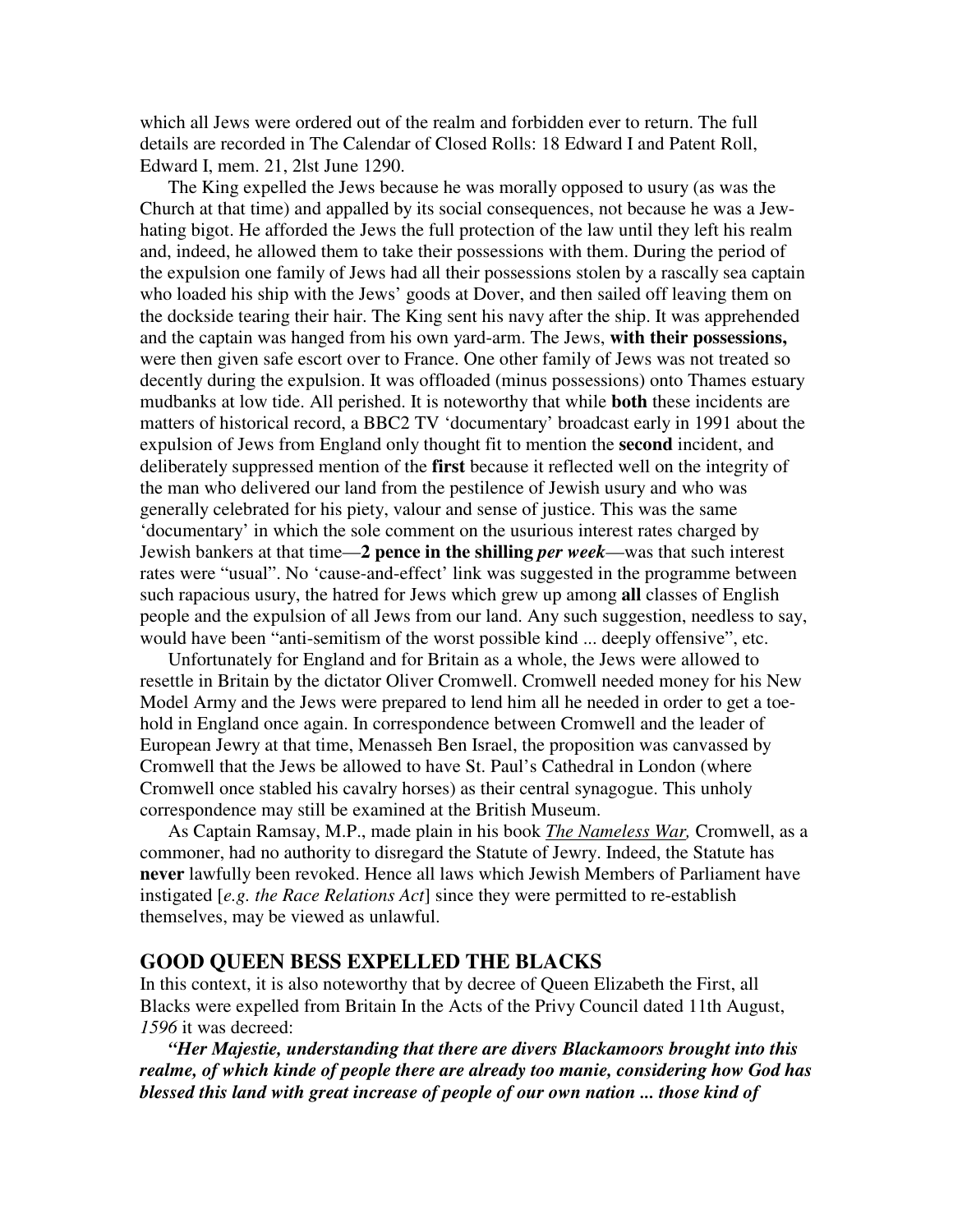which all Jews were ordered out of the realm and forbidden ever to return. The full details are recorded in The Calendar of Closed Rolls: 18 Edward I and Patent Roll, Edward I, mem. 21, 2lst June 1290.

The King expelled the Jews because he was morally opposed to usury (as was the Church at that time) and appalled by its social consequences, not because he was a Jew-hating bigot. He afforded the Jews the full protection of the law until they left his realm and, indeed, he allowed them to take their possessions with them. During the period of the expulsion one family of Jews had all their possessions stolen by a rascally sea captain who loaded his ship with the Jews' goods at Dover, and then sailed off leaving them on the dockside tearing their hair. The King sent his navy after the ship. It was apprehended and the captain was hanged from his own yard-arm. The Jews, **with their possessions,** were then given safe escort over to France. One other family of Jews was not treated so decently during the expulsion. It was offloaded (minus possessions) onto Thames estuary mudbanks at low tide. All perished. It is noteworthy that while **both** these incidents are matters of historical record, a BBC2 TV 'documentary' broadcast early in 1991 about the expulsion of Jews from England only thought fit to mention the **second** incident, and deliberately suppressed mention of the **first** because it reflected well on the integrity of the man who delivered our land from the pestilence of Jewish usury and who was generally celebrated for his piety, valour and sense of justice. This was the same 'documentary' in which the sole comment on the usurious interest rates charged by Jewish bankers at that time—**2 pence in the shilling *per week***—was that such interest rates were "usual". No 'cause-and-effect' link was suggested in the programme between such rapacious usury, the hatred for Jews which grew up among **all** classes of English people and the expulsion of all Jews from our land. Any such suggestion, needless to say, would have been "anti-semitism of the worst possible kind ... deeply offensive", etc.

Unfortunately for England and for Britain as a whole, the Jews were allowed to resettle in Britain by the dictator Oliver Cromwell. Cromwell needed money for his New Model Army and the Jews were prepared to lend him all he needed in order to get a toe-hold in England once again. In correspondence between Cromwell and the leader of European Jewry at that time, Menasseh Ben Israel, the proposition was canvassed by Cromwell that the Jews be allowed to have St. Paul's Cathedral in London (where Cromwell once stabled his cavalry horses) as their central synagogue. This unholy correspondence may still be examined at the British Museum.

As Captain Ramsay, M.P., made plain in his book *The Nameless War,* Cromwell, as a commoner, had no authority to disregard the Statute of Jewry. Indeed, the Statute has **never** lawfully been revoked. Hence all laws which Jewish Members of Parliament have instigated [*e.g. the Race Relations Act*] since they were permitted to re-establish themselves, may be viewed as unlawful.

## GOOD QUEEN BESS EXPELLED THE BLACKS

In this context, it is also noteworthy that by decree of Queen Elizabeth the First, all Blacks were expelled from Britain In the Acts of the Privy Council dated 11th August, *1596* it was decreed:

***"Her Majestie, understanding that there are divers Blackamoors brought into this realme, of which kinde of people there are already too manie, considering how God has blessed this land with great increase of people of our own nation ... those kind of***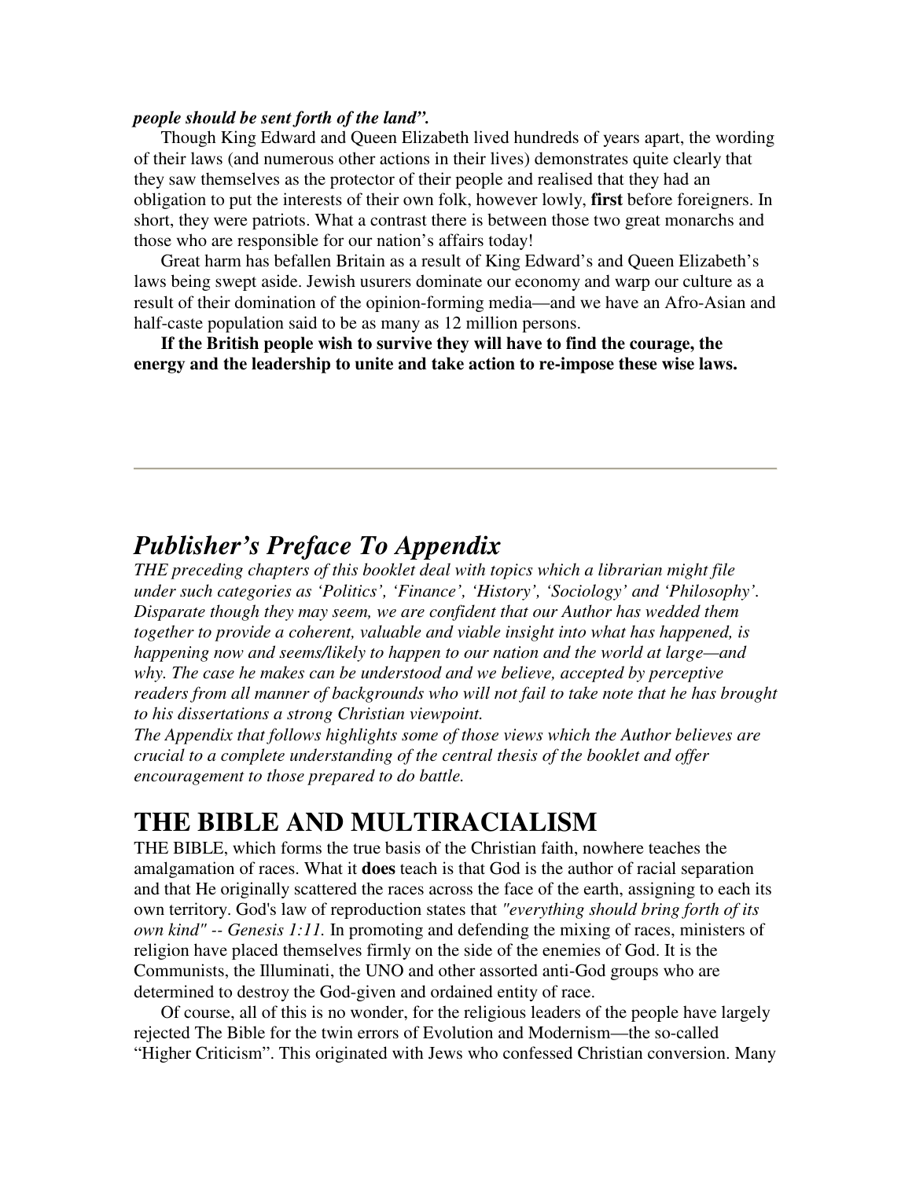***people should be sent forth of the land".***

Though King Edward and Queen Elizabeth lived hundreds of years apart, the wording of their laws (and numerous other actions in their lives) demonstrates quite clearly that they saw themselves as the protector of their people and realised that they had an obligation to put the interests of their own folk, however lowly, **first** before foreigners. In short, they were patriots. What a contrast there is between those two great monarchs and those who are responsible for our nation's affairs today!

Great harm has befallen Britain as a result of King Edward's and Queen Elizabeth's laws being swept aside. Jewish usurers dominate our economy and warp our culture as a result of their domination of the opinion-forming media—and we have an Afro-Asian and half-caste population said to be as many as 12 million persons.

**If the British people wish to survive they will have to find the courage, the energy and the leadership to unite and take action to re-impose these wise laws.**

---

## *Publisher's Preface To Appendix*

*THE preceding chapters of this booklet deal with topics which a librarian might file under such categories as 'Politics', 'Finance', 'History', 'Sociology' and 'Philosophy'. Disparate though they may seem, we are confident that our Author has wedded them together to provide a coherent, valuable and viable insight into what has happened, is happening now and seems/likely to happen to our nation and the world at large—and why. The case he makes can be understood and we believe, accepted by perceptive readers from all manner of backgrounds who will not fail to take note that he has brought to his dissertations a strong Christian viewpoint.*

*The Appendix that follows highlights some of those views which the Author believes are crucial to a complete understanding of the central thesis of the booklet and offer encouragement to those prepared to do battle.*

# THE BIBLE AND MULTIRACIALISM

THE BIBLE, which forms the true basis of the Christian faith, nowhere teaches the amalgamation of races. What it **does** teach is that God is the author of racial separation and that He originally scattered the races across the face of the earth, assigning to each its own territory. God's law of reproduction states that *"everything should bring forth of its own kind" -- Genesis 1:11.* In promoting and defending the mixing of races, ministers of religion have placed themselves firmly on the side of the enemies of God. It is the Communists, the Illuminati, the UNO and other assorted anti-God groups who are determined to destroy the God-given and ordained entity of race.

Of course, all of this is no wonder, for the religious leaders of the people have largely rejected The Bible for the twin errors of Evolution and Modernism—the so-called "Higher Criticism". This originated with Jews who confessed Christian conversion. Many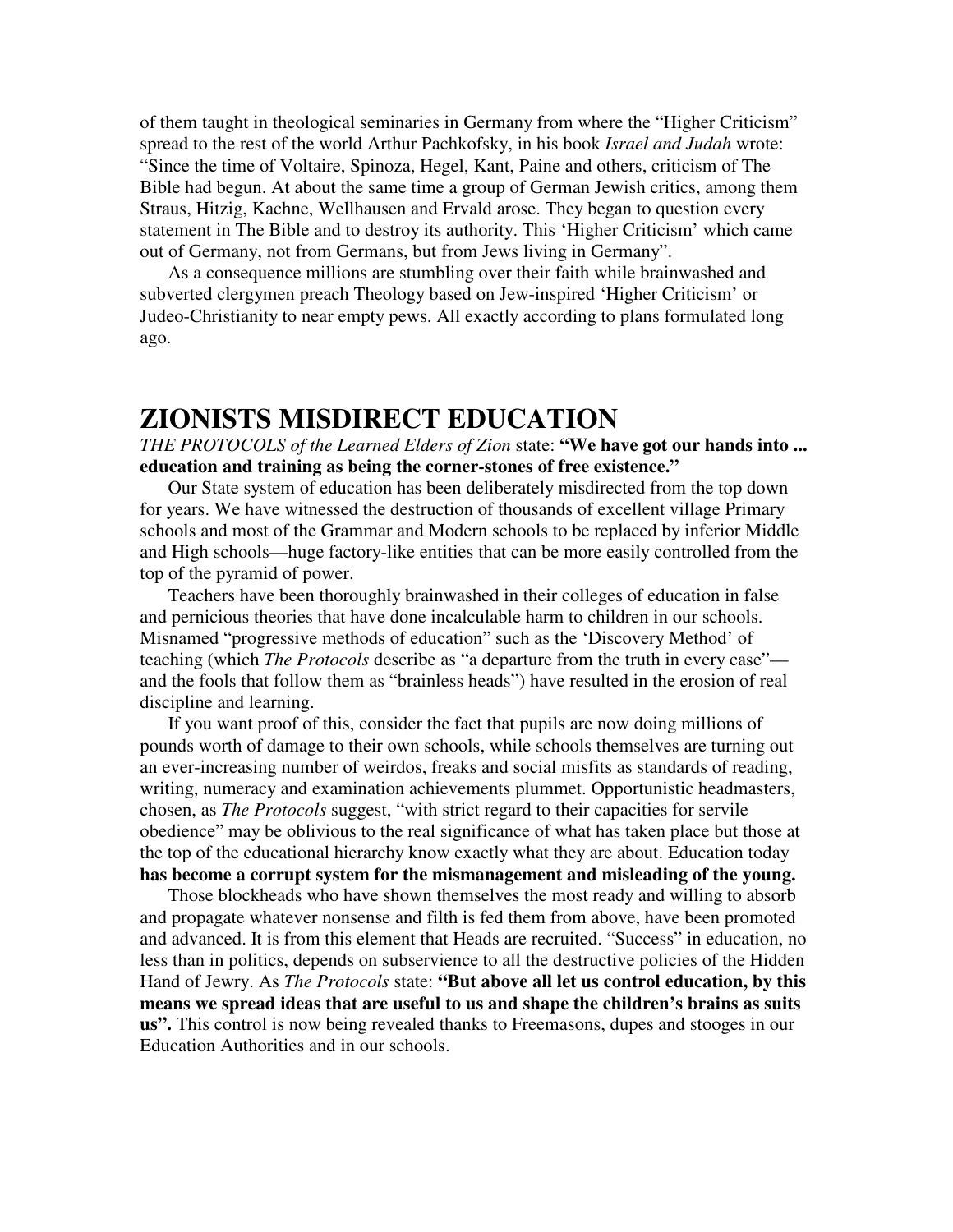of them taught in theological seminaries in Germany from where the "Higher Criticism" spread to the rest of the world Arthur Pachkofsky, in his book *Israel and Judah* wrote: "Since the time of Voltaire, Spinoza, Hegel, Kant, Paine and others, criticism of The Bible had begun. At about the same time a group of German Jewish critics, among them Straus, Hitzig, Kachne, Wellhausen and Ervald arose. They began to question every statement in The Bible and to destroy its authority. This 'Higher Criticism' which came out of Germany, not from Germans, but from Jews living in Germany".

As a consequence millions are stumbling over their faith while brainwashed and subverted clergymen preach Theology based on Jew-inspired 'Higher Criticism' or Judeo-Christianity to near empty pews. All exactly according to plans formulated long ago.

# ZIONISTS MISDIRECT EDUCATION

*THE PROTOCOLS of the Learned Elders of Zion* state: **"We have got our hands into ... education and training as being the corner-stones of free existence."**

Our State system of education has been deliberately misdirected from the top down for years. We have witnessed the destruction of thousands of excellent village Primary schools and most of the Grammar and Modern schools to be replaced by inferior Middle and High schools—huge factory-like entities that can be more easily controlled from the top of the pyramid of power.

Teachers have been thoroughly brainwashed in their colleges of education in false and pernicious theories that have done incalculable harm to children in our schools. Misnamed "progressive methods of education" such as the 'Discovery Method' of teaching (which *The Protocols* describe as "a departure from the truth in every case"—and the fools that follow them as "brainless heads") have resulted in the erosion of real discipline and learning.

If you want proof of this, consider the fact that pupils are now doing millions of pounds worth of damage to their own schools, while schools themselves are turning out an ever-increasing number of weirdos, freaks and social misfits as standards of reading, writing, numeracy and examination achievements plummet. Opportunistic headmasters, chosen, as *The Protocols* suggest, "with strict regard to their capacities for servile obedience" may be oblivious to the real significance of what has taken place but those at the top of the educational hierarchy know exactly what they are about. Education today **has become a corrupt system for the mismanagement and misleading of the young.**

Those blockheads who have shown themselves the most ready and willing to absorb and propagate whatever nonsense and filth is fed them from above, have been promoted and advanced. It is from this element that Heads are recruited. "Success" in education, no less than in politics, depends on subservience to all the destructive policies of the Hidden Hand of Jewry. As *The Protocols* state: **"But above all let us control education, by this means we spread ideas that are useful to us and shape the children's brains as suits us".** This control is now being revealed thanks to Freemasons, dupes and stooges in our Education Authorities and in our schools.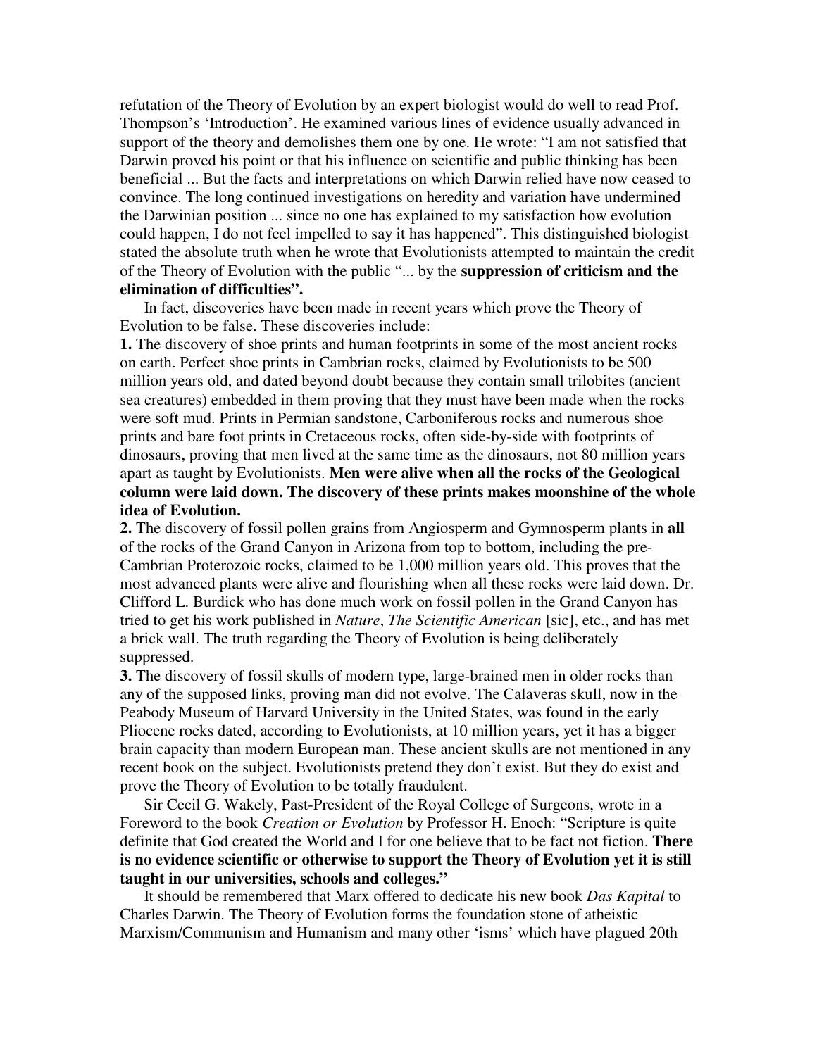refutation of the Theory of Evolution by an expert biologist would do well to read Prof. Thompson's 'Introduction'. He examined various lines of evidence usually advanced in support of the theory and demolishes them one by one. He wrote: "I am not satisfied that Darwin proved his point or that his influence on scientific and public thinking has been beneficial ... But the facts and interpretations on which Darwin relied have now ceased to convince. The long continued investigations on heredity and variation have undermined the Darwinian position ... since no one has explained to my satisfaction how evolution could happen, I do not feel impelled to say it has happened". This distinguished biologist stated the absolute truth when he wrote that Evolutionists attempted to maintain the credit of the Theory of Evolution with the public "... by the **suppression of criticism and the elimination of difficulties".**

In fact, discoveries have been made in recent years which prove the Theory of Evolution to be false. These discoveries include:

**1.** The discovery of shoe prints and human footprints in some of the most ancient rocks on earth. Perfect shoe prints in Cambrian rocks, claimed by Evolutionists to be 500 million years old, and dated beyond doubt because they contain small trilobites (ancient sea creatures) embedded in them proving that they must have been made when the rocks were soft mud. Prints in Permian sandstone, Carboniferous rocks and numerous shoe prints and bare foot prints in Cretaceous rocks, often side-by-side with footprints of dinosaurs, proving that men lived at the same time as the dinosaurs, not 80 million years apart as taught by Evolutionists. **Men were alive when all the rocks of the Geological column were laid down. The discovery of these prints makes moonshine of the whole idea of Evolution.**

**2.** The discovery of fossil pollen grains from Angiosperm and Gymnosperm plants in **all** of the rocks of the Grand Canyon in Arizona from top to bottom, including the pre-Cambrian Proterozoic rocks, claimed to be 1,000 million years old. This proves that the most advanced plants were alive and flourishing when all these rocks were laid down. Dr. Clifford L. Burdick who has done much work on fossil pollen in the Grand Canyon has tried to get his work published in *Nature*, *The Scientific American* [sic], etc., and has met a brick wall. The truth regarding the Theory of Evolution is being deliberately suppressed.

**3.** The discovery of fossil skulls of modern type, large-brained men in older rocks than any of the supposed links, proving man did not evolve. The Calaveras skull, now in the Peabody Museum of Harvard University in the United States, was found in the early Pliocene rocks dated, according to Evolutionists, at 10 million years, yet it has a bigger brain capacity than modern European man. These ancient skulls are not mentioned in any recent book on the subject. Evolutionists pretend they don't exist. But they do exist and prove the Theory of Evolution to be totally fraudulent.

Sir Cecil G. Wakely, Past-President of the Royal College of Surgeons, wrote in a Foreword to the book *Creation or Evolution* by Professor H. Enoch: "Scripture is quite definite that God created the World and I for one believe that to be fact not fiction. **There is no evidence scientific or otherwise to support the Theory of Evolution yet it is still taught in our universities, schools and colleges."**

It should be remembered that Marx offered to dedicate his new book *Das Kapital* to Charles Darwin. The Theory of Evolution forms the foundation stone of atheistic Marxism/Communism and Humanism and many other 'isms' which have plagued 20th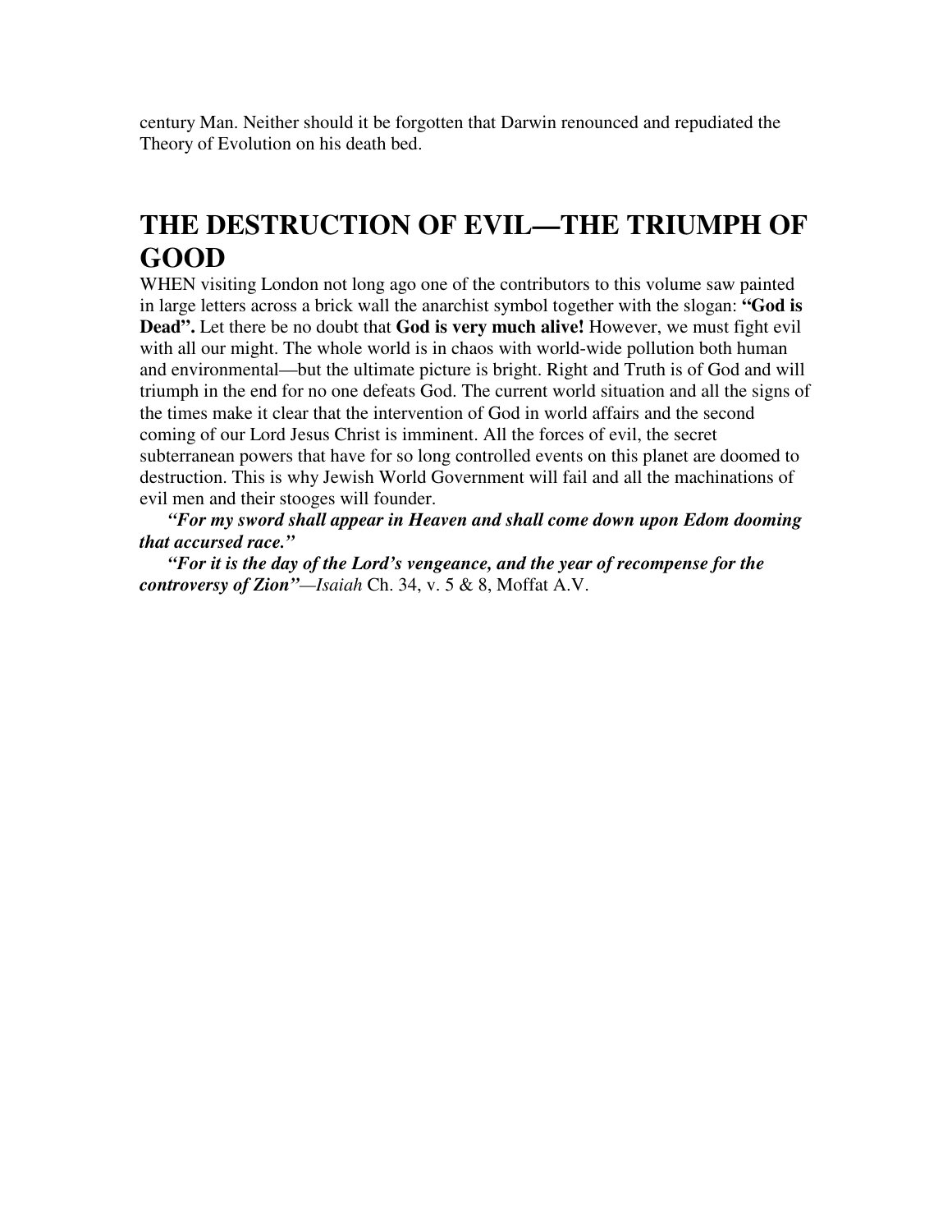century Man. Neither should it be forgotten that Darwin renounced and repudiated the Theory of Evolution on his death bed.

# THE DESTRUCTION OF EVIL—THE TRIUMPH OF GOOD

WHEN visiting London not long ago one of the contributors to this volume saw painted in large letters across a brick wall the anarchist symbol together with the slogan: **"God is Dead".** Let there be no doubt that **God is very much alive!** However, we must fight evil with all our might. The whole world is in chaos with world-wide pollution both human and environmental—but the ultimate picture is bright. Right and Truth is of God and will triumph in the end for no one defeats God. The current world situation and all the signs of the times make it clear that the intervention of God in world affairs and the second coming of our Lord Jesus Christ is imminent. All the forces of evil, the secret subterranean powers that have for so long controlled events on this planet are doomed to destruction. This is why Jewish World Government will fail and all the machinations of evil men and their stooges will founder.

***"For my sword shall appear in Heaven and shall come down upon Edom dooming that accursed race."***

***"For it is the day of the Lord's vengeance, and the year of recompense for the controversy of Zion"****—Isaiah* Ch. 34, v. 5 & 8, Moffat A.V.